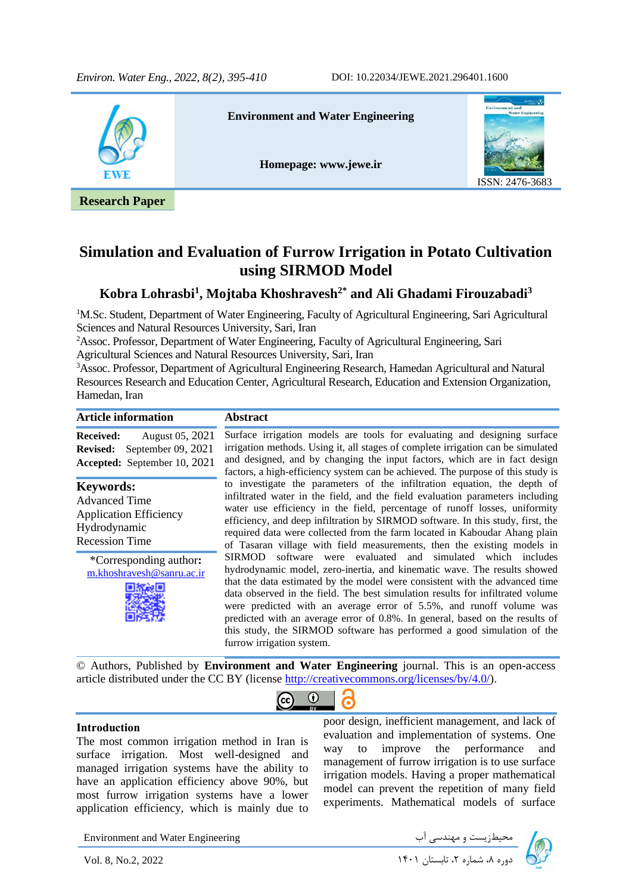Environment and Water Engineering

Homepage: www.jewe.ir

ISSN: 2476-3683

**Research Paper**

# Simulation and Evaluation of Furrow Irrigation in Potato Cultivation using SIRMOD Model

**Kobra Lohrasbi[1], Mojtaba Khoshravesh[2*] and Ali Ghadami Firouzabadi[3]**

[1]M.Sc. Student, Department of Water Engineering, Faculty of Agricultural Engineering, Sari Agricultural Sciences and Natural Resources University, Sari, Iran

[2]Assoc. Professor, Department of Water Engineering, Faculty of Agricultural Engineering, Sari Agricultural Sciences and Natural Resources University, Sari, Iran

[3]Assoc. Professor, Department of Agricultural Engineering Research, Hamedan Agricultural and Natural Resources Research and Education Center, Agricultural Research, Education and Extension Organization, Hamedan, Iran

## Article information

**Received:** August 05, 2021
**Revised:** September 09, 2021
**Accepted:** September 10, 2021

**Keywords:**
Advanced Time
Application Efficiency
Hydrodynamic
Recession Time

*Corresponding author:
m.khoshravesh@sanru.ac.ir

## Abstract

Surface irrigation models are tools for evaluating and designing surface irrigation methods. Using it, all stages of complete irrigation can be simulated and designed, and by changing the input factors, which are in fact design factors, a high-efficiency system can be achieved. The purpose of this study is to investigate the parameters of the infiltration equation, the depth of infiltrated water in the field, and the field evaluation parameters including water use efficiency in the field, percentage of runoff losses, uniformity efficiency, and deep infiltration by SIRMOD software. In this study, first, the required data were collected from the farm located in Kaboudar Ahang plain of Tasaran village with field measurements, then the existing models in SIRMOD software were evaluated and simulated which includes hydrodynamic model, zero-inertia, and kinematic wave. The results showed that the data estimated by the model were consistent with the advanced time data observed in the field. The best simulation results for infiltrated volume were predicted with an average error of 5.5%, and runoff volume was predicted with an average error of 0.8%. In general, based on the results of this study, the SIRMOD software has performed a good simulation of the furrow irrigation system.

© Authors, Published by **Environment and Water Engineering** journal. This is an open-access article distributed under the CC BY (license http://creativecommons.org/licenses/by/4.0/).

## Introduction

The most common irrigation method in Iran is surface irrigation. Most well-designed and managed irrigation systems have the ability to have an application efficiency above 90%, but most furrow irrigation systems have a lower application efficiency, which is mainly due to poor design, inefficient management, and lack of evaluation and implementation of systems. One way to improve the performance and management of furrow irrigation is to use surface irrigation models. Having a proper mathematical model can prevent the repetition of many field experiments. Mathematical models of surface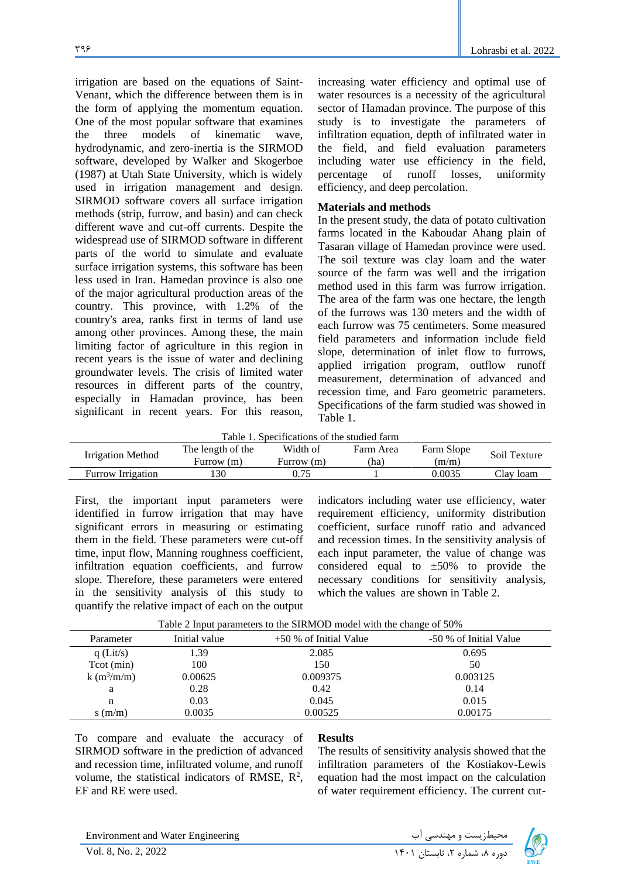irrigation are based on the equations of Saint-Venant, which the difference between them is in the form of applying the momentum equation. One of the most popular software that examines the three models of kinematic wave, hydrodynamic, and zero-inertia is the SIRMOD software, developed by Walker and Skogerboe (1987) at Utah State University, which is widely used in irrigation management and design. SIRMOD software covers all surface irrigation methods (strip, furrow, and basin) and can check different wave and cut-off currents. Despite the widespread use of SIRMOD software in different parts of the world to simulate and evaluate surface irrigation systems, this software has been less used in Iran. Hamedan province is also one of the major agricultural production areas of the country. This province, with 1.2% of the country's area, ranks first in terms of land use among other provinces. Among these, the main limiting factor of agriculture in this region in recent years is the issue of water and declining groundwater levels. The crisis of limited water resources in different parts of the country, especially in Hamadan province, has been significant in recent years. For this reason, increasing water efficiency and optimal use of water resources is a necessity of the agricultural sector of Hamadan province. The purpose of this study is to investigate the parameters of infiltration equation, depth of infiltrated water in the field, and field evaluation parameters including water use efficiency in the field, percentage of runoff losses, uniformity efficiency, and deep percolation.

## Materials and methods

In the present study, the data of potato cultivation farms located in the Kaboudar Ahang plain of Tasaran village of Hamedan province were used. The soil texture was clay loam and the water source of the farm was well and the irrigation method used in this farm was furrow irrigation. The area of the farm was one hectare, the length of the furrows was 130 meters and the width of each furrow was 75 centimeters. Some measured field parameters and information include field slope, determination of inlet flow to furrows, applied irrigation program, outflow runoff measurement, determination of advanced and recession time, and Faro geometric parameters. Specifications of the farm studied was showed in Table 1.

Table 1. Specifications of the studied farm

| Irrigation Method | The length of the Furrow (m) | Width of Furrow (m) | Farm Area (ha) | Farm Slope (m/m) | Soil Texture |
|---|---|---|---|---|---|
| Furrow Irrigation | 130 | 0.75 | 1 | 0.0035 | Clay loam |

First, the important input parameters were identified in furrow irrigation that may have significant errors in measuring or estimating them in the field. These parameters were cut-off time, input flow, Manning roughness coefficient, infiltration equation coefficients, and furrow slope. Therefore, these parameters were entered in the sensitivity analysis of this study to quantify the relative impact of each on the output indicators including water use efficiency, water requirement efficiency, uniformity distribution coefficient, surface runoff ratio and advanced and recession times. In the sensitivity analysis of each input parameter, the value of change was considered equal to ±50% to provide the necessary conditions for sensitivity analysis, which the values are shown in Table 2.

Table 2 Input parameters to the SIRMOD model with the change of 50%

| Parameter | Initial value | +50 % of Initial Value | -50 % of Initial Value |
|---|---|---|---|
| q (Lit/s) | 1.39 | 2.085 | 0.695 |
| Tcot (min) | 100 | 150 | 50 |
| k ($m^3$/m/m) | 0.00625 | 0.009375 | 0.003125 |
| a | 0.28 | 0.42 | 0.14 |
| n | 0.03 | 0.045 | 0.015 |
| s (m/m) | 0.0035 | 0.00525 | 0.00175 |

To compare and evaluate the accuracy of SIRMOD software in the prediction of advanced and recession time, infiltrated volume, and runoff volume, the statistical indicators of RMSE, $R^2$, EF and RE were used.

## Results

The results of sensitivity analysis showed that the infiltration parameters of the Kostiakov-Lewis equation had the most impact on the calculation of water requirement efficiency. The current cut-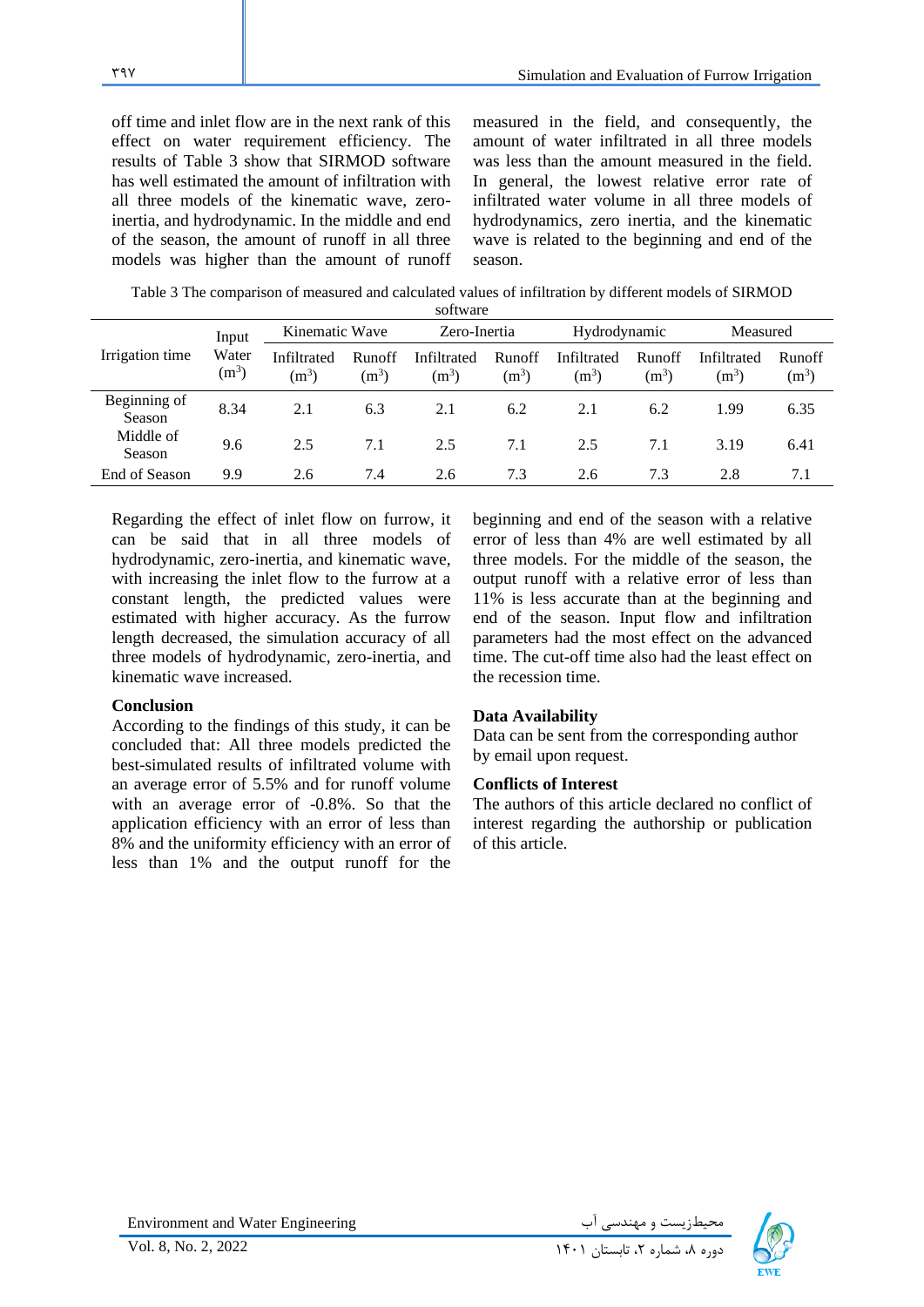off time and inlet flow are in the next rank of this effect on water requirement efficiency. The results of Table 3 show that SIRMOD software has well estimated the amount of infiltration with all three models of the kinematic wave, zero-inertia, and hydrodynamic. In the middle and end of the season, the amount of runoff in all three models was higher than the amount of runoff measured in the field, and consequently, the amount of water infiltrated in all three models was less than the amount measured in the field. In general, the lowest relative error rate of infiltrated water volume in all three models of hydrodynamics, zero inertia, and the kinematic wave is related to the beginning and end of the season.

Table 3 The comparison of measured and calculated values of infiltration by different models of SIRMOD software

| Irrigation time | Input Water ($m^3$) | Kinematic Wave | | Zero-Inertia | | Hydrodynamic | | Measured | |
|---|---|---|---|---|---|---|---|---|---|
| | | Infiltrated ($m^3$) | Runoff ($m^3$) | Infiltrated ($m^3$) | Runoff ($m^3$) | Infiltrated ($m^3$) | Runoff ($m^3$) | Infiltrated ($m^3$) | Runoff ($m^3$) |
| Beginning of Season | 8.34 | 2.1 | 6.3 | 2.1 | 6.2 | 2.1 | 6.2 | 1.99 | 6.35 |
| Middle of Season | 9.6 | 2.5 | 7.1 | 2.5 | 7.1 | 2.5 | 7.1 | 3.19 | 6.41 |
| End of Season | 9.9 | 2.6 | 7.4 | 2.6 | 7.3 | 2.6 | 7.3 | 2.8 | 7.1 |

Regarding the effect of inlet flow on furrow, it can be said that in all three models of hydrodynamic, zero-inertia, and kinematic wave, with increasing the inlet flow to the furrow at a constant length, the predicted values were estimated with higher accuracy. As the furrow length decreased, the simulation accuracy of all three models of hydrodynamic, zero-inertia, and kinematic wave increased.

### Conclusion

According to the findings of this study, it can be concluded that: All three models predicted the best-simulated results of infiltrated volume with an average error of 5.5% and for runoff volume with an average error of -0.8%. So that the application efficiency with an error of less than 8% and the uniformity efficiency with an error of less than 1% and the output runoff for the beginning and end of the season with a relative error of less than 4% are well estimated by all three models. For the middle of the season, the output runoff with a relative error of less than 11% is less accurate than at the beginning and end of the season. Input flow and infiltration parameters had the most effect on the advanced time. The cut-off time also had the least effect on the recession time.

### Data Availability

Data can be sent from the corresponding author by email upon request.

### Conflicts of Interest

The authors of this article declared no conflict of interest regarding the authorship or publication of this article.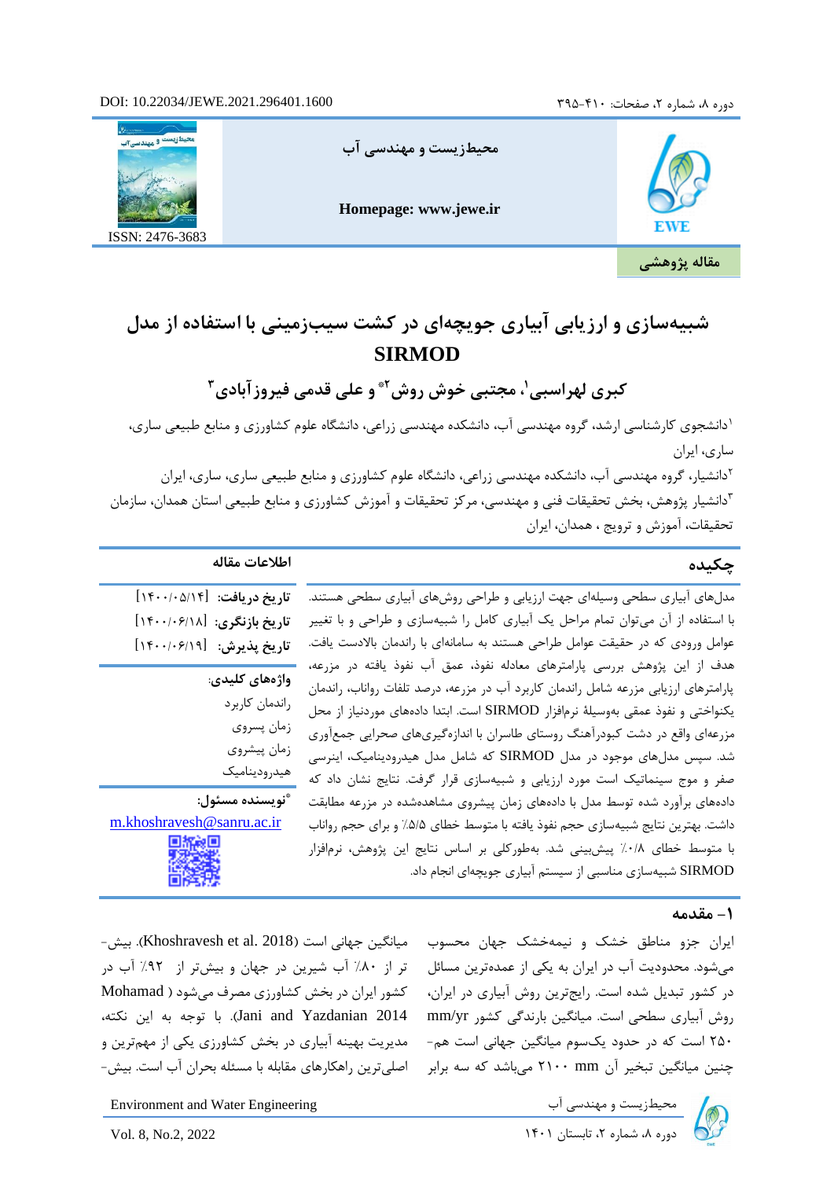DOI: 10.22034/JEWE.2021.296401.1600

محیط‌زیست و مهندسی آب

Homepage: www.jewe.ir

ISSN: 2476-3683

مقاله پژوهشی

# شبیه‌سازی و ارزیابی آبیاری جویچه‌ای در کشت سیب‌زمینی با استفاده از مدل SIRMOD

**کبری لهراسبی[1]، مجتبی خوش روش[2]* و علی قدمی فیروزآبادی[3]**

[1]دانشجوی کارشناسی ارشد، گروه مهندسی آب، دانشکده مهندسی زراعی، دانشگاه علوم کشاورزی و منابع طبیعی ساری، ساری، ایران

[2]دانشیار، گروه مهندسی آب، دانشکده مهندسی زراعی، دانشگاه علوم کشاورزی و منابع طبیعی ساری، ساری، ایران

[3]دانشیار پژوهش، بخش تحقیقات فنی و مهندسی، مرکز تحقیقات و آموزش کشاورزی و منابع طبیعی استان همدان، سازمان تحقیقات، آموزش و ترویج ، همدان، ایران

## اطلاعات مقاله

**تاریخ دریافت:** [۱۴۰۰/۰۵/۱۴]

**تاریخ بازنگری:** [۱۴۰۰/۰۶/۱۸]

**تاریخ پذیرش:** [۱۴۰۰/۰۶/۱۹]

**واژه‌های کلیدی:**

راندمان کاربرد

زمان پسروی

زمان پیشروی

هیدرودینامیک

***نویسنده مسئول:**

m.khoshravesh@sanru.ac.ir

## چکیده

مدل‌های آبیاری سطحی وسیله‌ای جهت ارزیابی و طراحی روش‌های آبیاری سطحی هستند. با استفاده از آن می‌توان تمام مراحل یک آبیاری کامل را شبیه‌سازی و طراحی و با تغییر عوامل ورودی که در حقیقت عوامل طراحی هستند به سامانه‌ای با راندمان بالادست یافت. هدف از این پژوهش بررسی پارامترهای معادله نفوذ، عمق آب نفوذ یافته در مزرعه، پارامترهای ارزیابی مزرعه شامل راندمان کاربرد آب در مزرعه، درصد تلفات رواناب، راندمان یکنواختی و نفوذ عمقی به‌وسیلهٔ نرم‌افزار SIRMOD است. ابتدا داده‌های موردنیاز از محل مزرعه‌ای واقع در دشت کبودرآهنگ روستای طاسران با اندازه‌گیری‌های صحرایی جمع‌آوری شد. سپس مدل‌های موجود در مدل SIRMOD که شامل مدل هیدرودینامیک، اینرسی صفر و موج سینماتیک است مورد ارزیابی و شبیه‌سازی قرار گرفت. نتایج نشان داد که داده‌های برآورد شده توسط مدل با داده‌های زمان پیشروی مشاهده‌شده در مزرعه مطابقت داشت. بهترین نتایج شبیه‌سازی حجم نفوذ یافته با متوسط خطای ۵/۵٪ و برای حجم رواناب با متوسط خطای ۰/۸٪ پیش‌بینی شد. به‌طورکلی بر اساس نتایج این پژوهش، نرم‌افزار SIRMOD شبیه‌سازی مناسبی از سیستم آبیاری جویچه‌ای انجام داد.

## ۱– مقدمه

ایران جزو مناطق خشک و نیمه‌خشک جهان محسوب می‌شود. محدودیت آب در ایران به یکی از عمده‌ترین مسائل در کشور تبدیل شده است. رایج‌ترین روش آبیاری در ایران، روش آبیاری سطحی است. میانگین بارندگی کشور mm/yr ۲۵۰ است که در حدود یک‌سوم میانگین جهانی است هم‌چنین میانگین تبخیر آن mm ۲۱۰۰ می‌باشد که سه برابر میانگین جهانی است (Khoshravesh et al. 2018). بیش‌تر از ۸۰٪ آب شیرین در جهان و بیش‌تر از ۹۲٪ آب در کشور ایران در بخش کشاورزی مصرف می‌شود (Mohamad Jani and Yazdanian 2014). با توجه به این نکته، مدیریت بهینه آبیاری در بخش کشاورزی یکی از مهم‌ترین و اصلی‌ترین راهکارهای مقابله با مسئله بحران آب است. بیش-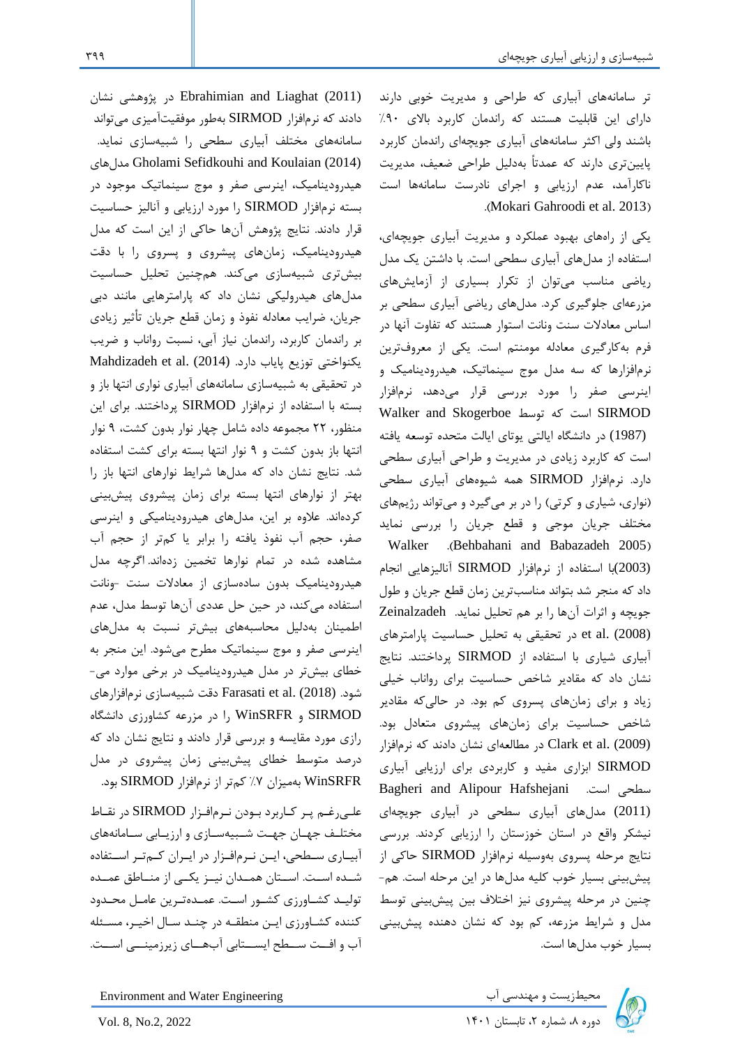تر سامانه‌های آبیاری که طراحی و مدیریت خوبی دارند دارای این قابلیت هستند که راندمان کاربرد بالای ۹۰٪ باشند ولی اکثر سامانه‌های آبیاری جویچه‌ای راندمان کاربرد پایین‌تری دارند که عمدتاً به‌دلیل طراحی ضعیف، مدیریت ناکارآمد، عدم ارزیابی و اجرای نادرست سامانه‌ها است (Mokari Gahroodi et al. 2013).

یکی از راه‌های بهبود عملکرد و مدیریت آبیاری جویچه‌ای، استفاده از مدل‌های آبیاری سطحی است. با داشتن یک مدل ریاضی مناسب می‌توان از تکرار بسیاری از آزمایش‌های مزرعه‌ای جلوگیری کرد. مدل‌های ریاضی آبیاری سطحی بر اساس معادلات سنت ونانت استوار هستند که تفاوت آنها در فرم به‌کارگیری معادله مومنتم است. یکی از معروف‌ترین نرم‌افزارها که سه مدل موج سینماتیک، هیدرودینامیک و اینرسی صفر را مورد بررسی قرار می‌دهد، نرم‌افزار SIRMOD است که توسط Walker and Skogerboe (1987) در دانشگاه ایالتی یوتای ایالت متحده توسعه یافته است که کاربرد زیادی در مدیریت و طراحی آبیاری سطحی دارد. نرم‌افزار SIRMOD همه شیوه‌های آبیاری سطحی (نواری، شیاری و کرتی) را در بر می‌گیرد و می‌تواند رژیم‌های مختلف جریان موجی و قطع جریان را بررسی نماید (Behbahani and Babazadeh 2005). Walker (2003)با استفاده از نرم‌افزار SIRMOD آنالیزهایی انجام داد که منجر شد بتواند مناسب‌ترین زمان قطع جریان و طول جویچه و اثرات آن‌ها را بر هم تحلیل نماید. Zeinalzadeh et al. (2008) در تحقیقی به تحلیل حساسیت پارامترهای آبیاری شیاری با استفاده از SIRMOD پرداختند. نتایج نشان داد که مقادیر شاخص حساسیت برای رواناب خیلی زیاد و برای زمان‌های پسروی کم بود. در حالی‌که مقادیر شاخص حساسیت برای زمان‌های پیشروی متعادل بود. Clark et al. (2009) در مطالعه‌ای نشان دادند که نرم‌افزار SIRMOD ابزاری مفید و کاربردی برای ارزیابی آبیاری سطحی است. Bagheri and Alipour Hafshejani (2011) مدل‌های آبیاری سطحی در آبیاری جویچه‌ای نیشکر واقع در استان خوزستان را ارزیابی کردند. بررسی نتایج مرحله پسروی به‌وسیله نرم‌افزار SIRMOD حاکی از پیش‌بینی بسیار خوب کلیه مدل‌ها در این مرحله است. هم‌چنین در مرحله پیشروی نیز اختلاف بین پیش‌بینی توسط مدل و شرایط مزرعه، کم بود که نشان دهنده پیش‌بینی بسیار خوب مدل‌ها است.

Ebrahimian and Liaghat (2011) در پژوهشی نشان دادند که نرم‌افزار SIRMOD به‌طور موفقیت‌آمیزی می‌تواند سامانه‌های مختلف آبیاری سطحی را شبیه‌سازی نماید. Gholami Sefidkouhi and Koulaian (2014) مدل‌های هیدرودینامیک، اینرسی صفر و موج سینماتیک موجود در بسته نرم‌افزار SIRMOD را مورد ارزیابی و آنالیز حساسیت قرار دادند. نتایج پژوهش آن‌ها حاکی از این است که مدل هیدرودینامیک، زمان‌های پیشروی و پسروی را با دقت بیش‌تری شبیه‌سازی می‌کند. هم‌چنین تحلیل حساسیت مدل‌های هیدرولیکی نشان داد که پارامترهایی مانند دبی جریان، ضرایب معادله نفوذ و زمان قطع جریان تأثیر زیادی بر راندمان کاربرد، راندمان نیاز آبی، نسبت رواناب و ضریب یکنواختی توزیع پایاب دارد. Mahdizadeh et al. (2014) در تحقیقی به شبیه‌سازی سامانه‌های آبیاری نواری انتها باز و بسته با استفاده از نرم‌افزار SIRMOD پرداختند. برای این منظور، ۲۲ مجموعه داده شامل چهار نوار بدون کشت، ۹ نوار انتها باز بدون کشت و ۹ نوار انتها بسته برای کشت استفاده شد. نتایج نشان داد که مدل‌ها شرایط نوارهای انتها باز را بهتر از نوارهای انتها بسته برای زمان پیشروی پیش‌بینی کرده‌اند. علاوه بر این، مدل‌های هیدرودینامیکی و اینرسی صفر، حجم آب نفوذ یافته را برابر یا کم‌تر از حجم آب مشاهده شده در تمام نوارها تخمین زده‌اند. اگرچه مدل هیدرودینامیک بدون ساده‌سازی از معادلات سنت -ونانت استفاده می‌کند، در حین حل عددی آن‌ها توسط مدل، عدم اطمینان به‌دلیل محاسبه‌های بیش‌تر نسبت به مدل‌های اینرسی صفر و موج سینماتیک مطرح می‌شود. این منجر به خطای بیش‌تر در مدل هیدرودینامیک در برخی موارد می‌شود. Farasati et al. (2018) دقت شبیه‌سازی نرم‌افزارهای SIRMOD و WinSRFR را در مزرعه کشاورزی دانشگاه رازی مورد مقایسه و بررسی قرار دادند و نتایج نشان داد که درصد متوسط خطای پیش‌بینی زمان پیشروی در مدل WinSRFR به‌میزان ۷٪ کم‌تر از نرم‌افزار SIRMOD بود.

علی‌رغم پر کاربرد بودن نرم‌افزار SIRMOD در نقاط مختلف جهان جهت شبیه‌سازی و ارزیابی سامانه‌های آبیاری سطحی، این نرم‌افزار در ایران کم‌تر استفاده شده است. استان همدان نیز یکی از مناطق عمده تولید کشاورزی کشور است. عمده‌ترین عامل محدود کننده کشاورزی این منطقه در چند سال اخیر، مسئله آب و افت سطح ایستابی آب‌های زیرزمینی است.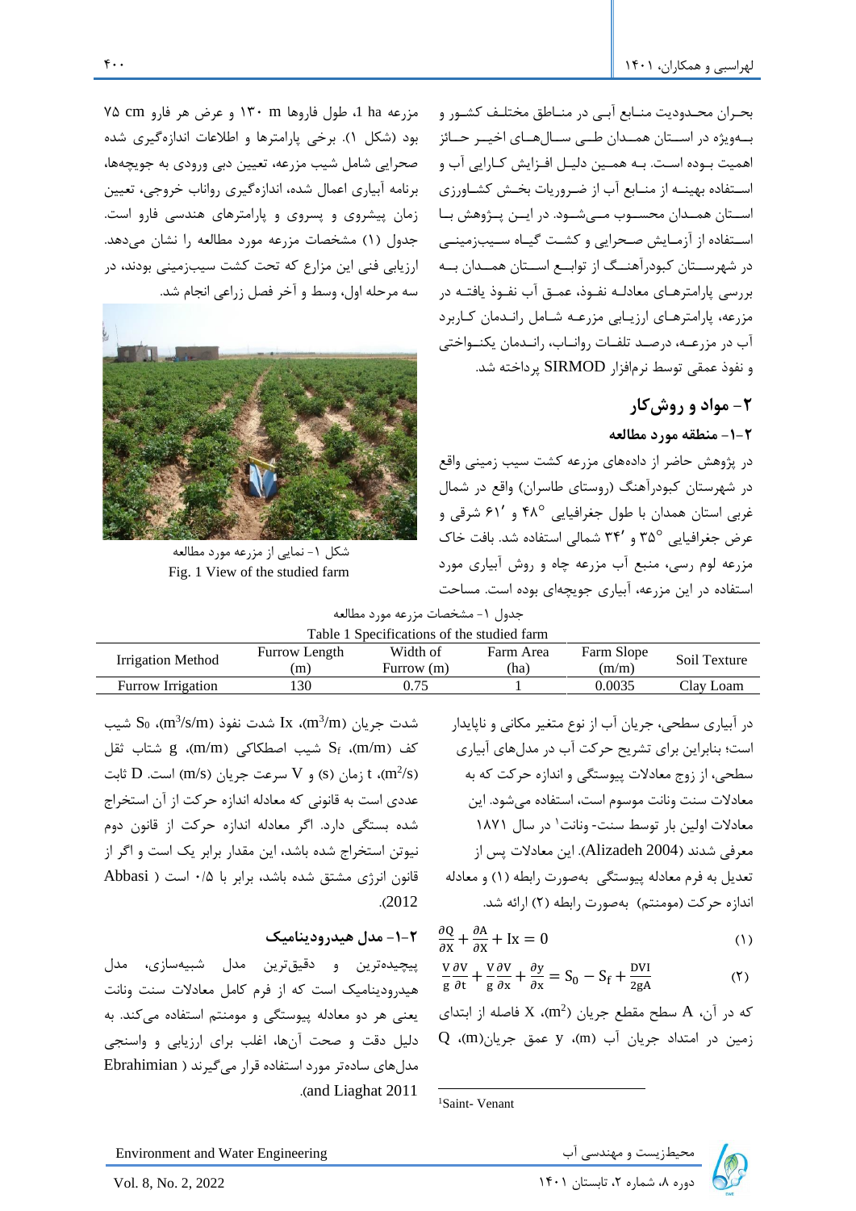بحران محدودیت منابع آبی در مناطق مختلف کشور و به‌ویژه در استان همدان طی سال‌های اخیر حائز اهمیت بوده است. به همین دلیل افزایش کارایی آب و استفاده بهینه از منابع آب از ضروریات بخش کشاورزی استان همدان محسوب می‌شود. در این پژوهش با استفاده از آزمایش صحرایی و کشت گیاه سیب‌زمینی در شهرستان کبودرآهنگ از توابع استان همدان به بررسی پارامترهای معادله نفوذ، عمق آب نفوذ یافته در مزرعه، پارامترهای ارزیابی مزرعه شامل راندمان کاربرد آب در مزرعه، درصد تلفات رواناب، راندمان یکنواختی و نفوذ عمقی توسط نرم‌افزار SIRMOD پرداخته شد.

## ۲- مواد و روش‌کار

### ۲-۱- منطقه مورد مطالعه

در پژوهش حاضر از داده‌های مزرعه کشت سیب زمینی واقع در شهرستان کبودرآهنگ (روستای طاسران) واقع در شمال غربی استان همدان با طول جغرافیایی °۴۸ و ′۶۱ شرقی و عرض جغرافیایی °۳۵ و ′۳۴ شمالی استفاده شد. بافت خاک مزرعه لوم رسی، منبع آب مزرعه چاه و روش آبیاری مورد استفاده در این مزرعه، آبیاری جویچه‌ای بوده است. مساحت مزرعه 1 ha، طول فاروها 130 m و عرض هر فارو 75 cm بود (شکل ۱). برخی پارامترها و اطلاعات اندازه‌گیری شده صحرایی شامل شیب مزرعه، تعیین دبی ورودی به جویچه‌ها، برنامه آبیاری اعمال شده، اندازه‌گیری رواناب خروجی، تعیین زمان پیشروی و پسروی و پارامترهای هندسی فارو است. جدول (۱) مشخصات مزرعه مورد مطالعه را نشان می‌دهد. ارزیابی فنی این مزارع که تحت کشت سیب‌زمینی بودند، در سه مرحله اول، وسط و آخر فصل زراعی انجام شد.

شکل ۱- نمایی از مزرعه مورد مطالعه

Fig. 1 View of the studied farm

جدول ۱- مشخصات مزرعه مورد مطالعه

Table 1 Specifications of the studied farm

| Irrigation Method | Furrow Length (m) | Width of Furrow (m) | Farm Area (ha) | Farm Slope (m/m) | Soil Texture |
|---|---|---|---|---|---|
| Furrow Irrigation | 130 | 0.75 | 1 | 0.0035 | Clay Loam |

در آبیاری سطحی، جریان آب از نوع متغیر مکانی و ناپایدار است؛ بنابراین برای تشریح حرکت آب در مدل‌های آبیاری سطحی، از زوج معادلات پیوستگی و اندازه حرکت که به معادلات سنت ونانت موسوم است، استفاده می‌شود. این معادلات اولین بار توسط سنت- ونانت[1] در سال ۱۸۷۱ معرفی شدند (Alizadeh 2004). این معادلات پس از تعدیل به فرم معادله پیوستگی به‌صورت رابطه (۱) و معادله اندازه حرکت (مومنتم) به‌صورت رابطه (۲) ارائه شد.

$$\frac{\partial Q}{\partial x} + \frac{\partial A}{\partial x} + Ix = 0 \quad (۱)$$

$$\frac{V}{g}\frac{\partial V}{\partial t} + \frac{V}{g}\frac{\partial V}{\partial x} + \frac{\partial y}{\partial x} = S_0 - S_f + \frac{DVI}{2gA} \quad (۲)$$

که در آن، A سطح مقطع جریان ($m^2$)، X فاصله از ابتدای زمین در امتداد جریان آب (m)، y عمق جریان(m)، Q شدت جریان ($m^3/m$)، Ix شدت نفوذ ($m^3/s/m$)، $S_0$ شیب کف (m/m)، $S_f$ شیب اصطکاکی (m/m)، g شتاب ثقل ($m^2/s$)، t زمان (s) و V سرعت جریان (m/s) است. D ثابت عددی است به قانونی که معادله اندازه حرکت از آن استخراج شده بستگی دارد. اگر معادله اندازه حرکت از قانون دوم نیوتن استخراج شده باشد، این مقدار برابر یک است و اگر از قانون انرژی مشتق شده باشد، برابر با ۰/۵ است (Abbasi 2012).

### ۲-۱- مدل هیدرودینامیک

پیچیده‌ترین و دقیق‌ترین مدل شبیه‌سازی، مدل هیدرودینامیک است که از فرم کامل معادلات سنت ونانت یعنی هر دو معادله پیوستگی و مومنتم استفاده می‌کند. به دلیل دقت و صحت آن‌ها، اغلب برای ارزیابی و واسنجی مدل‌های ساده‌تر مورد استفاده قرار می‌گیرند (Ebrahimian and Liaghat 2011).

---

[1] Saint- Venant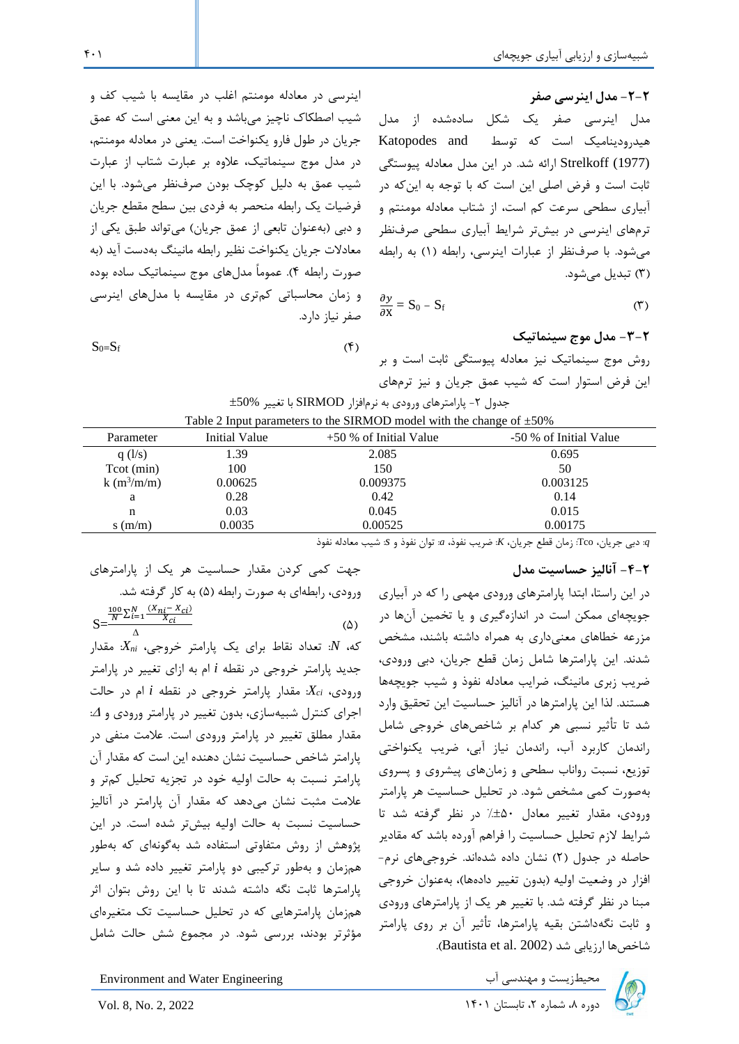### ۲-۲- مدل اینرسی صفر

مدل اینرسی صفر یک شکل ساده‌شده از مدل هیدرودینامیک است که توسط Katopodes and Strelkoff (1977) ارائه شد. در این مدل معادله پیوستگی ثابت است و فرض اصلی این است که با توجه به این‌که در آبیاری سطحی سرعت کم است، از شتاب معادله مومنتم و ترم‌های اینرسی در بیش‌تر شرایط آبیاری سطحی صرف‌نظر می‌شود. با صرف‌نظر از عبارات اینرسی، رابطه (۱) به رابطه (۳) تبدیل می‌شود.

$$\frac{\partial y}{\partial x} = S_0 - S_f \quad (۳)$$

### ۲-۳- مدل موج سینماتیک

روش موج سینماتیک نیز معادله پیوستگی ثابت است و بر این فرض استوار است که شیب عمق جریان و نیز ترم‌های اینرسی در معادله مومنتم اغلب در مقایسه با شیب کف و شیب اصطکاک ناچیز می‌باشد و به این معنی است که عمق جریان در طول فارو یکنواخت است. یعنی در معادله مومنتم، در مدل موج سینماتیک، علاوه بر عبارت شتاب از عبارت شیب عمق به دلیل کوچک بودن صرف‌نظر می‌شود. با این فرضیات یک رابطه منحصر به فردی بین سطح مقطع جریان و دبی (به‌عنوان تابعی از عمق جریان) می‌تواند طبق یکی از معادلات جریان یکنواخت نظیر رابطه مانینگ به‌دست آید (به صورت رابطه ۴). عموماً مدل‌های موج سینماتیک ساده بوده و زمان محاسباتی کم‌تری در مقایسه با مدل‌های اینرسی صفر نیاز دارد.

$$S_0 = S_f \quad (۴)$$

جدول ۲- پارامترهای ورودی به نرم‌افزار SIRMOD با تغییر ±50%

Table 2 Input parameters to the SIRMOD model with the change of ±50%

| Parameter | Initial Value | +50 % of Initial Value | -50 % of Initial Value |
|---|---|---|---|
| q (l/s) | 1.39 | 2.085 | 0.695 |
| Tcot (min) | 100 | 150 | 50 |
| k ($m^3$/m/m) | 0.00625 | 0.009375 | 0.003125 |
| a | 0.28 | 0.42 | 0.14 |
| n | 0.03 | 0.045 | 0.015 |
| s (m/m) | 0.0035 | 0.00525 | 0.00175 |

*q*: دبی جریان، Tco: زمان قطع جریان، *K*: ضریب نفوذ، *a*: توان نفوذ و *S*: شیب معادله نفوذ

### ۲-۴- آنالیز حساسیت مدل

در این راستا، ابتدا پارامترهای ورودی مهمی را که در آبیاری جویچه‌ای ممکن است در اندازه‌گیری و یا تخمین آن‌ها در مزرعه خطاهای معنی‌داری به همراه داشته باشند، مشخص شدند. این پارامترها شامل زمان قطع جریان، دبی ورودی، ضریب زبری مانینگ، ضرایب معادله نفوذ و شیب جویچه‌ها هستند. لذا این پارامترها در آنالیز حساسیت این تحقیق وارد شد تا تأثیر نسبی هر کدام بر شاخص‌های خروجی شامل راندمان کاربرد آب، راندمان نیاز آبی، ضریب یکنواختی توزیع، نسبت رواناب سطحی و زمان‌های پیشروی و پسروی به‌صورت کمی مشخص شود. در تحلیل حساسیت هر پارامتر ورودی، مقدار تغییر معادل ±۵۰٪ در نظر گرفته شد تا شرایط لازم تحلیل حساسیت را فراهم آورده باشد که مقادیر حاصله در جدول (۲) نشان داده شده‌اند. خروجی‌های نرم‌افزار در وضعیت اولیه (بدون تغییر داده‌ها)، به‌عنوان خروجی مبنا در نظر گرفته شد. با تغییر هر یک از پارامترهای ورودی و ثابت نگه‌داشتن بقیه پارامترها، تأثیر آن بر روی پارامتر شاخص‌ها ارزیابی شد (Bautista et al. 2002).

جهت کمّی کردن مقدار حساسیت هر یک از پارامترهای ورودی، رابطه‌ای به صورت رابطه (۵) به کار گرفته شد.

$$S=\frac{\frac{100}{N}\sum_{i=1}^{N}\frac{(X_{ni}-X_{ci})}{X_{ci}}}{\Delta} \quad (۵)$$

که، $N$: تعداد نقاط برای یک پارامتر خروجی، $X_{ni}$: مقدار جدید پارامتر خروجی در نقطه $i$ ام به ازای تغییر در پارامتر ورودی، $X_{ci}$: مقدار پارامتر خروجی در نقطه $i$ ام در حالت اجرای کنترل شبیه‌سازی، بدون تغییر در پارامتر ورودی و $\Delta$: مقدار مطلق تغییر در پارامتر ورودی است. علامت منفی در پارامتر شاخص حساسیت نشان دهنده این است که مقدار آن پارامتر نسبت به حالت اولیه خود در تجزیه تحلیل کم‌تر و علامت مثبت نشان می‌دهد که مقدار آن پارامتر در آنالیز حساسیت نسبت به حالت اولیه بیش‌تر شده است. در این پژوهش از روش متفاوتی استفاده شد به‌گونه‌ای که به‌طور هم‌زمان و به‌طور ترکیبی دو پارامتر تغییر داده شد و سایر پارامترها ثابت نگه داشته شدند تا با این روش بتوان اثر هم‌زمان پارامترهایی که در تحلیل حساسیت تک متغیره‌ای مؤثرتر بودند، بررسی شود. در مجموع شش حالت شامل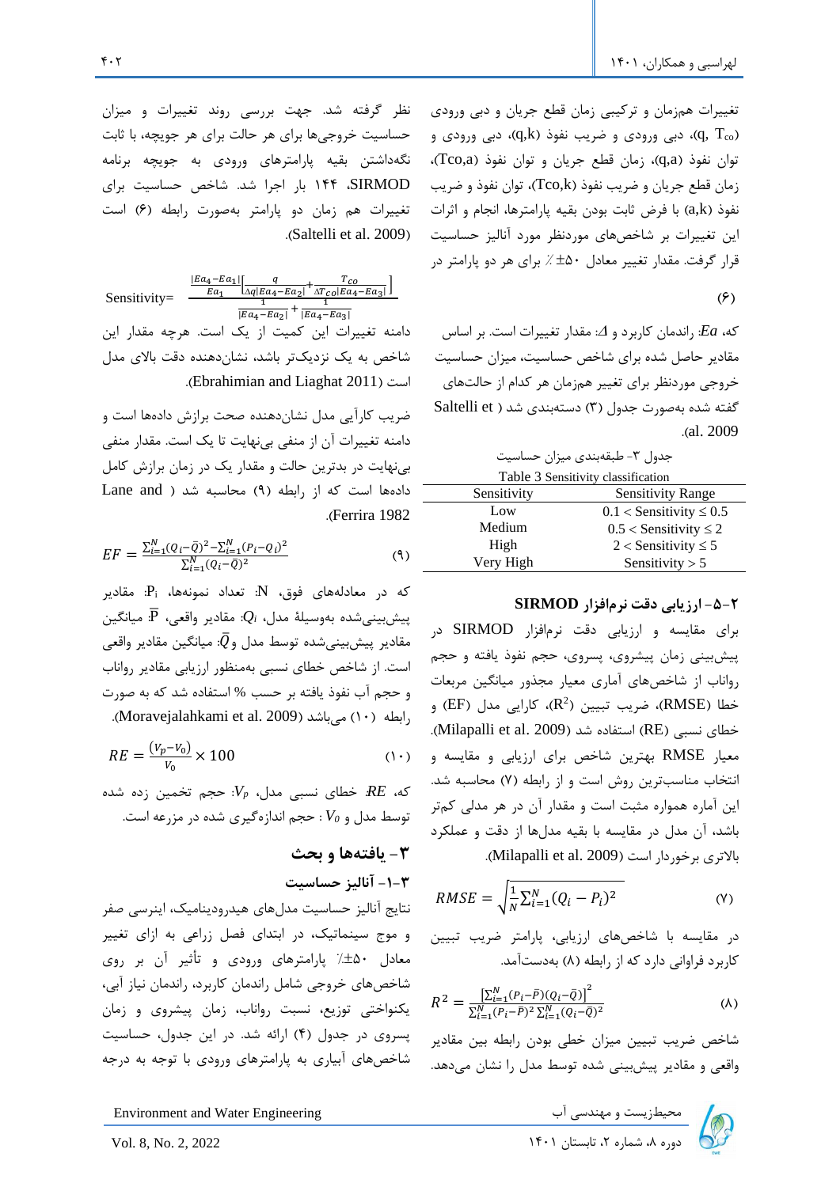تغییرات هم‌زمان و ترکیبی زمان قطع جریان و دبی ورودی ($q$, $T_{co}$)، دبی ورودی و ضریب نفوذ (q,k)، دبی ورودی و توان نفوذ (q,a)، زمان قطع جریان و توان نفوذ (Tco,a)، زمان قطع جریان و ضریب نفوذ (Tco,k)، توان نفوذ و ضریب نفوذ (a,k) با فرض ثابت بودن بقیه پارامترها، انجام و اثرات این تغییرات بر شاخص‌های موردنظر مورد آنالیز حساسیت قرار گرفت. مقدار تغییر معادل ۵۰± ٪ برای هر دو پارامتر در نظر گرفته شد. جهت بررسی روند تغییرات و میزان حساسیت خروجی‌ها برای هر حالت برای هر جویچه، با ثابت نگه‌داشتن بقیه پارامترهای ورودی به جویچه برنامه SIRMOD، ۱۴۴ بار اجرا شد. شاخص حساسیت برای تغییرات هم زمان دو پارامتر به‌صورت رابطه (۶) است (Saltelli et al. 2009).

$$\text{Sensitivity}= \frac{\frac{|Ea_4-Ea_1|}{Ea_1}\left[\frac{q}{\Delta q|Ea_4-Ea_2|}+\frac{T_{co}}{\Delta T_{co}|Ea_4-Ea_3|}\right]}{\frac{1}{|Ea_4-Ea_2|}+\frac{1}{|Ea_4-Ea_3|}} \quad (۶)$$

که، $Ea$: راندمان کاربرد و $\Delta$: مقدار تغییرات است. بر اساس مقادیر حاصل شده برای شاخص حساسیت، میزان حساسیت خروجی موردنظر برای تغییر هم‌زمان هر کدام از حالت‌های گفته شده به‌صورت جدول (۳) دسته‌بندی شد (Saltelli et al. 2009).

جدول ۳- طبقه‌بندی میزان حساسیت

Table 3 Sensitivity classification

| Sensitivity | Sensitivity Range |
|---|---|
| Low | 0.1 < Sensitivity ≤ 0.5 |
| Medium | 0.5 < Sensitivity ≤ 2 |
| High | 2 < Sensitivity ≤ 5 |
| Very High | Sensitivity > 5 |

### ۲-۵- ارزیابی دقت نرم‌افزار SIRMOD

برای مقایسه و ارزیابی دقت نرم‌افزار SIRMOD در پیش‌بینی زمان پیشروی، پسروی، حجم نفوذ یافته و حجم رواناب از شاخص‌های آماری معیار مجذور میانگین مربعات خطا (RMSE)، ضریب تبیین ($R^2$)، کارایی مدل (EF) و خطای نسبی (RE) استفاده شد (Milapalli et al. 2009). معیار RMSE بهترین شاخص برای ارزیابی و مقایسه و انتخاب مناسب‌ترین روش است و از رابطه (۷) محاسبه شد. این آماره همواره مثبت است و مقدار آن در هر مدلی کم‌تر باشد، آن مدل در مقایسه با بقیه مدل‌ها از دقت و عملکرد بالاتری برخوردار است (Milapalli et al. 2009).

$$RMSE = \sqrt{\frac{1}{N}\sum_{i=1}^{N}(Q_i - P_i)^2} \quad (۷)$$

در مقایسه با شاخص‌های ارزیابی، پارامتر ضریب تبیین کاربرد فراوانی دارد که از رابطه (۸) به‌دست‌آمد.

$$R^2 = \frac{\left[\sum_{i=1}^{N}(P_i-\bar{P})(Q_i-\bar{Q})\right]^2}{\sum_{i=1}^{N}(P_i-\bar{P})^2\sum_{i=1}^{N}(Q_i-\bar{Q})^2} \quad (۸)$$

شاخص ضریب تبیین میزان خطی بودن رابطه بین مقادیر واقعی و مقادیر پیش‌بینی شده توسط مدل را نشان می‌دهد. دامنه تغییرات این کمیت از یک است. هرچه مقدار این شاخص به یک نزدیک‌تر باشد، نشان‌دهنده دقت بالای مدل است (Ebrahimian and Liaghat 2011).

ضریب کارآیی مدل نشان‌دهنده صحت برازش داده‌ها است و دامنه تغییرات آن از منفی بی‌نهایت تا یک است. مقدار منفی بی‌نهایت در بدترین حالت و مقدار یک در زمان برازش کامل داده‌ها است که از رابطه (۹) محاسبه شد (Lane and Ferrira 1982).

$$EF = \frac{\sum_{i=1}^{N}(Q_i-\bar{Q})^2-\sum_{i=1}^{N}(P_i-Q_i)^2}{\sum_{i=1}^{N}(Q_i-\bar{Q})^2} \quad (۹)$$

که در معادله‌های فوق، N: تعداد نمونه‌ها، $P_i$: مقادیر پیش‌بینی‌شده به‌وسیلهٔ مدل، $Q_i$: مقادیر واقعی، $\bar{P}$: میانگین مقادیر پیش‌بینی‌شده توسط مدل و $\bar{Q}$: میانگین مقادیر واقعی است. از شاخص خطای نسبی به‌منظور ارزیابی مقادیر رواناب و حجم آب نفوذ یافته بر حسب % استفاده شد که به صورت رابطه (۱۰) می‌باشد (Moravejalahkami et al. 2009).

$$RE = \frac{(V_p-V_0)}{V_0} \times 100 \quad (۱۰)$$

که، $RE$: خطای نسبی مدل، $V_p$: حجم تخمین زده شده توسط مدل و $V_0$: حجم اندازه‌گیری شده در مزرعه است.

## ۳- یافته‌ها و بحث

### ۳-۱- آنالیز حساسیت

نتایج آنالیز حساسیت مدل‌های هیدرودینامیک، اینرسی صفر و موج سینماتیک، در ابتدای فصل زراعی به ازای تغییر معادل ۵۰±٪ پارامترهای ورودی و تأثیر آن بر روی شاخص‌های خروجی شامل راندمان کاربرد، راندمان نیاز آبی، یکنواختی توزیع، نسبت رواناب، زمان پیشروی و زمان پسروی در جدول (۴) ارائه شد. در این جدول، حساسیت شاخص‌های آبیاری به پارامترهای ورودی با توجه به درجه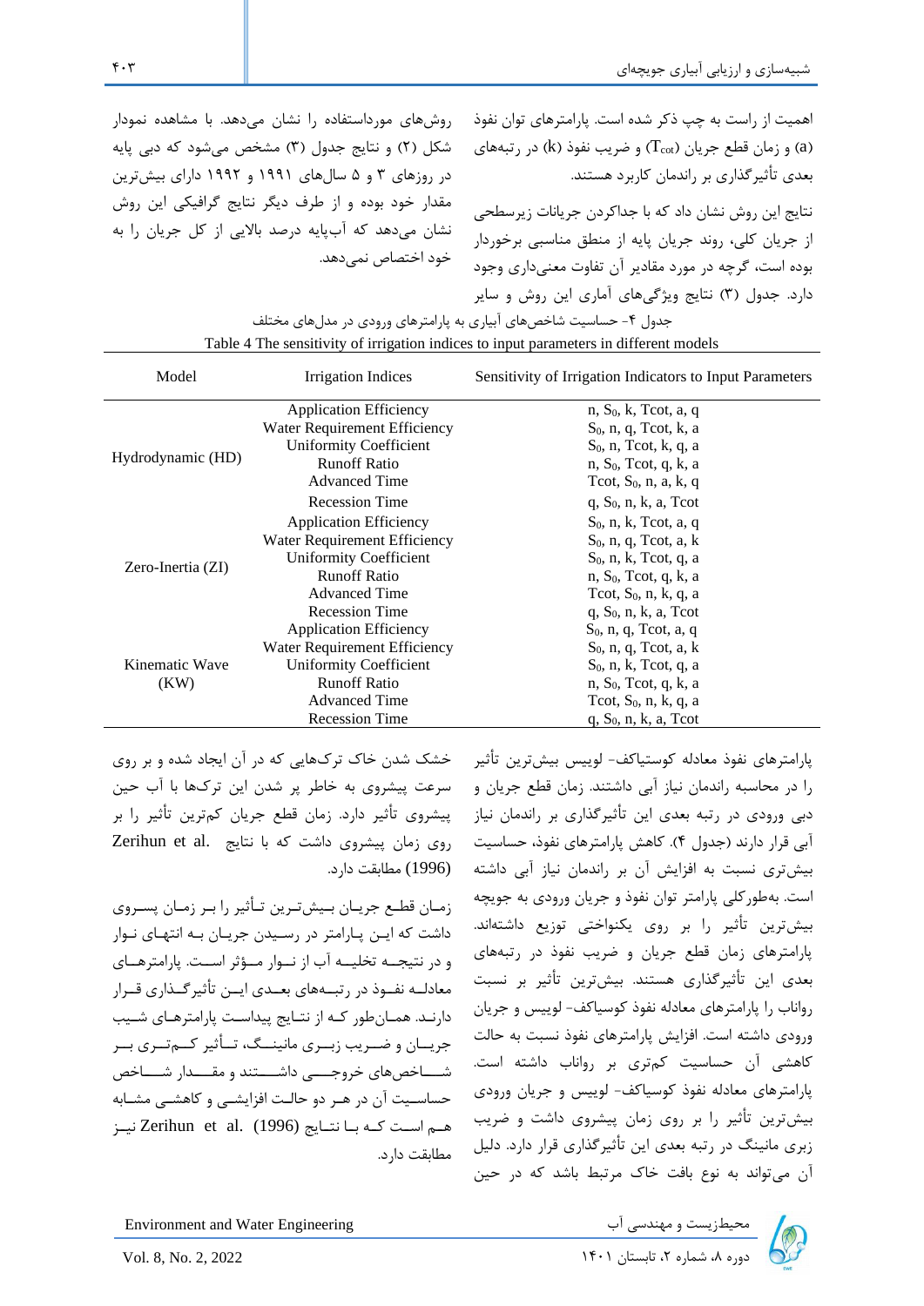اهمیت از راست به چپ ذکر شده است. پارامترهای توان نفوذ (a) و زمان قطع جریان ($T_{cot}$) و ضریب نفوذ (k) در رتبه‌های بعدی تأثیرگذاری بر راندمان کاربرد هستند.

نتایج این روش نشان داد که با جداکردن جریانات زیرسطحی از جریان کلی، روند جریان پایه از منطق مناسبی برخوردار بوده است، گرچه در مورد مقادیر آن تفاوت معنی‌داری وجود دارد. جدول (۳) نتایج ویژگی‌های آماری این روش و سایر روش‌های مورداستفاده را نشان می‌دهد. با مشاهده نمودار شکل (۲) و نتایج جدول (۳) مشخص می‌شود که دبی پایه در روزهای ۳ و ۵ سال‌های ۱۹۹۱ و ۱۹۹۲ دارای بیش‌ترین مقدار خود بوده و از طرف دیگر نتایج گرافیکی این روش نشان می‌دهد که آب‌پایه درصد بالایی از کل جریان را به خود اختصاص نمی‌دهد.

جدول ۴- حساسیت شاخص‌های آبیاری به پارامترهای ورودی در مدل‌های مختلف

Table 4 The sensitivity of irrigation indices to input parameters in different models

| Model | Irrigation Indices | Sensitivity of Irrigation Indicators to Input Parameters |
|---|---|---|
| Hydrodynamic (HD) | Application Efficiency | n, $S_0$, k, Tcot, a, q |
| | Water Requirement Efficiency | $S_0$, n, q, Tcot, k, a |
| | Uniformity Coefficient | $S_0$, n, Tcot, k, q, a |
| | Runoff Ratio | n, $S_0$, Tcot, q, k, a |
| | Advanced Time | Tcot, $S_0$, n, a, k, q |
| | Recession Time | q, $S_0$, n, k, a, Tcot |
| Zero-Inertia (ZI) | Application Efficiency | $S_0$, n, k, Tcot, a, q |
| | Water Requirement Efficiency | $S_0$, n, q, Tcot, a, k |
| | Uniformity Coefficient | $S_0$, n, k, Tcot, q, a |
| | Runoff Ratio | n, $S_0$, Tcot, q, k, a |
| | Advanced Time | Tcot, $S_0$, n, k, q, a |
| | Recession Time | q, $S_0$, n, k, a, Tcot |
| Kinematic Wave (KW) | Application Efficiency | $S_0$, n, q, Tcot, a, q |
| | Water Requirement Efficiency | $S_0$, n, q, Tcot, a, k |
| | Uniformity Coefficient | $S_0$, n, k, Tcot, q, a |
| | Runoff Ratio | n, $S_0$, Tcot, q, k, a |
| | Advanced Time | Tcot, $S_0$, n, k, q, a |
| | Recession Time | q, $S_0$, n, k, a, Tcot |

پارامترهای نفوذ معادله کوستیاکف- لوییس بیش‌ترین تأثیر را در محاسبه راندمان نیاز آبی داشتند. زمان قطع جریان و دبی ورودی در رتبه بعدی این تأثیرگذاری بر راندمان نیاز آبی قرار دارند (جدول ۴). کاهش پارامترهای نفوذ، حساسیت بیش‌تری نسبت به افزایش آن بر راندمان نیاز آبی داشته است. به‌طورکلی پارامتر توان نفوذ و جریان ورودی به جویچه بیش‌ترین تأثیر را بر روی یکنواختی توزیع داشته‌اند. پارامترهای زمان قطع جریان و ضریب نفوذ در رتبه‌های بعدی این تأثیرگذاری هستند. بیش‌ترین تأثیر بر نسبت رواناب را پارامترهای معادله نفوذ کوسیاکف- لوییس و جریان ورودی داشته است. افزایش پارامترهای نفوذ نسبت به حالت کاهشی آن حساسیت کم‌تری بر رواناب داشته است. پارامترهای معادله نفوذ کوسیاکف- لوییس و جریان ورودی بیش‌ترین تأثیر را بر روی زمان پیشروی داشت و ضریب زبری مانینگ در رتبه بعدی این تأثیرگذاری قرار دارد. دلیل آن می‌تواند به نوع بافت خاک مرتبط باشد که در حین خشک شدن خاک ترک‌هایی که در آن ایجاد شده و بر روی سرعت پیشروی به خاطر پر شدن این ترک‌ها با آب حین پیشروی تأثیر دارد. زمان قطع جریان کم‌ترین تأثیر را بر روی زمان پیشروی داشت که با نتایج .Zerihun et al (1996) مطابقت دارد.

زمان قطع جریان بیش‌ترین تأثیر را بر زمان پسروی داشت که این پارامتر در رسیدن جریان به انتهای نوار و در نتیجه تخلیه آب از نوار مؤثر است. پارامترهای معادله نفوذ در رتبه‌های بعدی این تأثیرگذاری قرار دارند. همان‌طور که از نتایج پیداست پارامترهای شیب جریان و ضریب زبری مانینگ، تأثیر کم‌تری بر شاخص‌های خروجی داشتند و مقدار شاخص حساسیت آن در هر دو حالت افزایشی و کاهشی مشابه هم است که با نتایج Zerihun et al. (1996) نیز مطابقت دارد.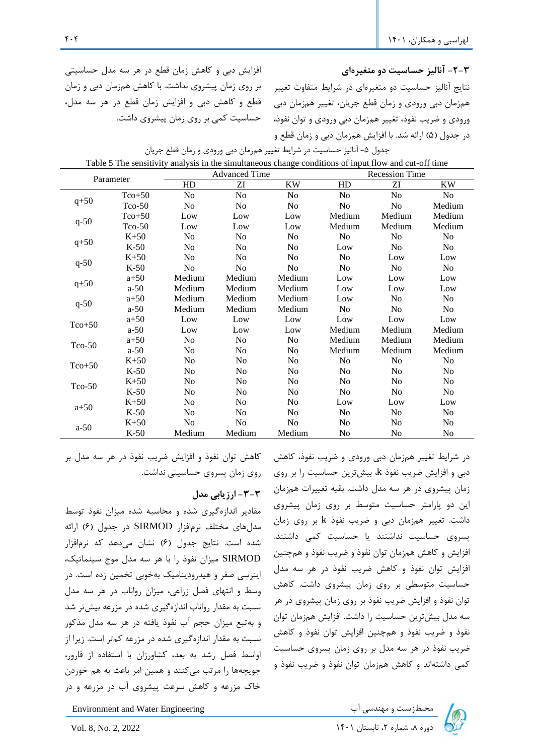## ۳-۲- آنالیز حساسیت دو متغیره‌ای

نتایج آنالیز حساسیت دو متغیره‌ای در شرایط متفاوت تغییر همزمان دبی ورودی و زمان قطع جریان، تغییر همزمان دبی ورودی و ضریب نفوذ، تغییر همزمان دبی ورودی و توان نفوذ، در جدول (۵) ارائه شد. با افزایش همزمان دبی و زمان قطع و افزایش دبی و کاهش زمان قطع در هر سه مدل حساسیتی بر روی زمان پیشروی نداشت. با کاهش همزمان دبی و زمان قطع و کاهش دبی و افزایش زمان قطع در هر سه مدل، حساسیت کمی بر روی زمان پیشروی داشت.

جدول ۵- آنالیز حساسیت در شرایط تغییر همزمان دبی ورودی و زمان قطع جریان

Table 5 The sensitivity analysis in the simultaneous change conditions of input flow and cut-off time

| Parameter | | Advanced Time | | | Recession Time | | |
|---|---|---|---|---|---|---|---|
| | | HD | ZI | KW | HD | ZI | KW |
| q+50 | Tco+50 | No | No | No | No | No | No |
| | Tco-50 | No | No | No | No | No | Medium |
| q-50 | Tco+50 | Low | Low | Low | Medium | Medium | Medium |
| | Tco-50 | Low | Low | Low | Medium | Medium | Medium |
| q+50 | K+50 | No | No | No | No | No | No |
| | K-50 | No | No | No | Low | No | No |
| q-50 | K+50 | No | No | No | No | Low | Low |
| | K-50 | No | No | No | No | No | No |
| q+50 | a+50 | Medium | Medium | Medium | Low | Low | Low |
| | a-50 | Medium | Medium | Medium | Low | Low | Low |
| q-50 | a+50 | Medium | Medium | Medium | Low | No | No |
| | a-50 | Medium | Medium | Medium | No | No | No |
| Tco+50 | a+50 | Low | Low | Low | Low | Low | Low |
| | a-50 | Low | Low | Low | Medium | Medium | Medium |
| Tco-50 | a+50 | No | No | No | Medium | Medium | Medium |
| | a-50 | No | No | No | Medium | Medium | Medium |
| Tco+50 | K+50 | No | No | No | No | No | No |
| | K-50 | No | No | No | No | No | No |
| Tco-50 | K+50 | No | No | No | No | No | No |
| | K-50 | No | No | No | No | No | No |
| a+50 | K+50 | No | No | No | Low | Low | Low |
| | K-50 | No | No | No | No | No | No |
| a-50 | K+50 | No | No | No | No | No | No |
| | K-50 | Medium | Medium | Medium | No | No | No |

در شرایط تغییر همزمان دبی ورودی و ضریب نفوذ، کاهش دبی و افزایش ضریب نفوذ k، بیش‌ترین حساسیت را بر روی زمان پیشروی در هر سه مدل داشت. بقیه تغییرات همزمان این دو پارامتر حساسیت متوسط بر روی زمان پیشروی داشت. تغییر همزمان دبی و ضریب نفوذ k بر روی زمان پسروی حساسیت نداشتند یا حساسیت کمی داشتند. افزایش و کاهش همزمان توان نفوذ و ضریب نفوذ و همچنین افزایش توان نفوذ و کاهش ضریب نفوذ در هر سه مدل حساسیت متوسطی بر روی زمان پیشروی داشت. کاهش توان نفوذ و افزایش ضریب نفوذ بر روی زمان پیشروی در هر سه مدل بیش‌ترین حساسیت را داشت. افزایش همزمان توان نفوذ و ضریب نفوذ و همچنین افزایش توان نفوذ و کاهش ضریب نفوذ در هر سه مدل بر روی زمان پسروی حساسیت کمی داشته‌اند و کاهش همزمان توان نفوذ و ضریب نفوذ و کاهش توان نفوذ و افزایش ضریب نفوذ در هر سه مدل بر روی زمان پسروی حساسیتی نداشت.

## ۳-۳- ارزیابی مدل

مقادیر اندازه‌گیری شده و محاسبه شده میزان نفوذ توسط مدل‌های مختلف نرم‌افزار SIRMOD در جدول (۶) ارائه شده است. نتایج جدول (۶) نشان می‌دهد که نرم‌افزار SIRMOD میزان نفوذ را با هر سه مدل موج سینماتیک، اینرسی صفر و هیدرودینامیک به‌خوبی تخمین زده است. در وسط و انتهای فصل زراعی، میزان رواناب در هر سه مدل نسبت به مقدار رواناب اندازه‌گیری شده در مزرعه بیش‌تر شد و به‌تبع میزان حجم آب نفوذ یافته در هر سه مدل مذکور نسبت به مقدار اندازه‌گیری شده در مزرعه کم‌تر است. زیرا از اواسط فصل رشد به بعد، کشاورزان با استفاده از فارور، جویچه‌ها را مرتب می‌کنند و همین امر باعث به هم خوردن خاک مزرعه و کاهش سرعت پیشروی آب در مزرعه و در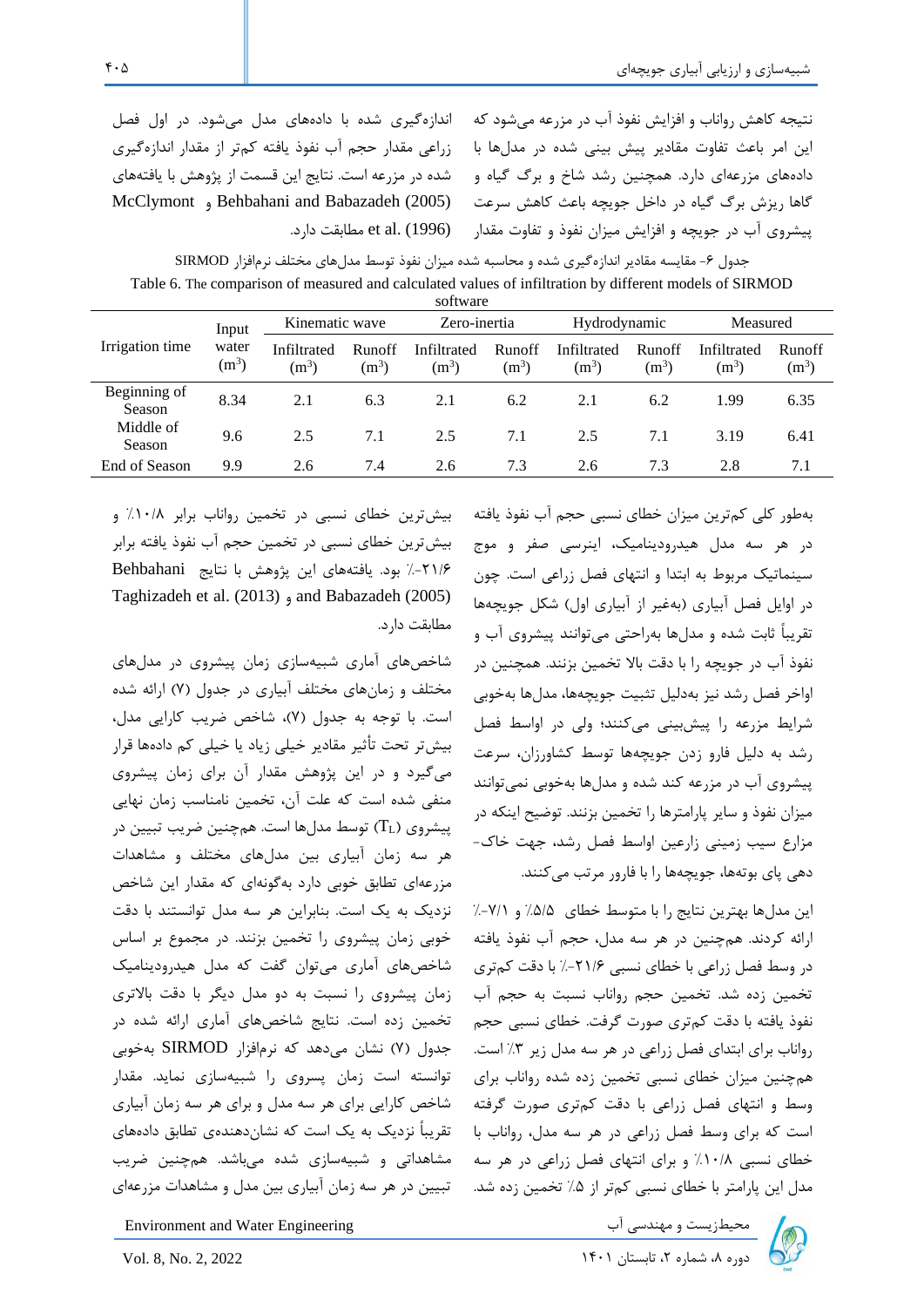نتیجه کاهش رواناب و افزایش نفوذ آب در مزرعه می‌شود که این امر باعث تفاوت مقادیر پیش بینی شده در مدل‌ها با داده‌های مزرعه‌ای دارد. همچنین رشد شاخ و برگ گیاه و گاها ریزش برگ گیاه در داخل جویچه باعث کاهش سرعت پیشروی آب در جویچه و افزایش میزان نفوذ و تفاوت مقدار اندازه‌گیری شده با داده‌های مدل می‌شود. در اول فصل زراعی مقدار حجم آب نفوذ یافته کم‌تر از مقدار اندازه‌گیری شده در مزرعه است. نتایج این قسمت از پژوهش با یافته‌های Behbahani and Babazadeh (2005) و McClymont et al. (1996) مطابقت دارد.

جدول ۶- مقایسه مقادیر اندازه‌گیری شده و محاسبه شده میزان نفوذ توسط مدل‌های مختلف نرم‌افزار SIRMOD

Table 6. The comparison of measured and calculated values of infiltration by different models of SIRMOD software

| Irrigation time | Input water ($m^3$) | Kinematic wave | | Zero-inertia | | Hydrodynamic | | Measured | |
|---|---|---|---|---|---|---|---|---|---|
| | | Infiltrated ($m^3$) | Runoff ($m^3$) | Infiltrated ($m^3$) | Runoff ($m^3$) | Infiltrated ($m^3$) | Runoff ($m^3$) | Infiltrated ($m^3$) | Runoff ($m^3$) |
| Beginning of Season | 8.34 | 2.1 | 6.3 | 2.1 | 6.2 | 2.1 | 6.2 | 1.99 | 6.35 |
| Middle of Season | 9.6 | 2.5 | 7.1 | 2.5 | 7.1 | 2.5 | 7.1 | 3.19 | 6.41 |
| End of Season | 9.9 | 2.6 | 7.4 | 2.6 | 7.3 | 2.6 | 7.3 | 2.8 | 7.1 |

به‌طور کلی کم‌ترین میزان خطای نسبی حجم آب نفوذ یافته در هر سه مدل هیدرودینامیک، اینرسی صفر و موج سینماتیک مربوط به ابتدا و انتهای فصل زراعی است. چون در اوایل فصل آبیاری (به‌غیر از آبیاری اول) شکل جویچه‌ها تقریباً ثابت شده و مدل‌ها به‌راحتی می‌توانند پیشروی آب و نفوذ آب در جویچه را با دقت بالا تخمین بزنند. همچنین در اواخر فصل رشد نیز به‌دلیل تثبیت جویچه‌ها، مدل‌ها به‌خوبی شرایط مزرعه را پیش‌بینی می‌کنند؛ ولی در اواسط فصل رشد به دلیل فارو زدن جویچه‌ها توسط کشاورزان، سرعت پیشروی آب در مزرعه کند شده و مدل‌ها به‌خوبی نمی‌توانند میزان نفوذ و سایر پارامترها را تخمین بزنند. توضیح اینکه در مزارع سیب زمینی زارعین اواسط فصل رشد، جهت خاک‌دهی پای بوته‌ها، جویچه‌ها را با فارور مرتب می‌کنند.

این مدل‌ها بهترین نتایج را با متوسط خطای ۵/۵٪ و ۷/۱-٪ ارائه کردند. هم‌چنین در هر سه مدل، حجم آب نفوذ یافته در وسط فصل زراعی با خطای نسبی ۲۱/۶-٪ با دقت کم‌تری تخمین زده شد. تخمین حجم رواناب نسبت به حجم آب نفوذ یافته با دقت کم‌تری صورت گرفت. خطای نسبی حجم رواناب برای ابتدای فصل زراعی در هر سه مدل زیر ۳٪ است. همچنین میزان خطای نسبی تخمین زده شده رواناب برای وسط و انتهای فصل زراعی با دقت کم‌تری صورت گرفته است که برای وسط فصل زراعی در هر سه مدل، رواناب با خطای نسبی ۱۰/۸٪ و برای انتهای فصل زراعی در هر سه مدل این پارامتر با خطای نسبی کم‌تر از ۵٪ تخمین زده شد.

بیش‌ترین خطای نسبی در تخمین رواناب برابر ۱۰/۸٪ و بیش‌ترین خطای نسبی در تخمین حجم آب نفوذ یافته برابر ۲۱/۶-٪ بود. یافته‌های این پژوهش با نتایج Behbahani and Babazadeh (2005) و Taghizadeh et al. (2013) مطابقت دارد.

شاخص‌های آماری شبیه‌سازی زمان پیشروی در مدل‌های مختلف و زمان‌های مختلف آبیاری در جدول (۷) ارائه شده است. با توجه به جدول (۷)، شاخص ضریب کارایی مدل، بیش‌تر تحت تأثیر مقادیر خیلی زیاد یا خیلی کم داده‌ها قرار می‌گیرد و در این پژوهش مقدار آن برای زمان پیشروی منفی شده است که علت آن، تخمین نامناسب زمان نهایی پیشروی ($T_L$) توسط مدل‌ها است. هم‌چنین ضریب تبیین در هر سه زمان آبیاری بین مدل‌های مختلف و مشاهدات مزرعه‌ای تطابق خوبی دارد به‌گونه‌ای که مقدار این شاخص نزدیک به یک است. بنابراین هر سه مدل توانستند با دقت خوبی زمان پیشروی را تخمین بزنند. در مجموع بر اساس شاخص‌های آماری می‌توان گفت که مدل هیدرودینامیک زمان پیشروی را نسبت به دو مدل دیگر با دقت بالاتری تخمین زده است. نتایج شاخص‌های آماری ارائه شده در جدول (۷) نشان می‌دهد که نرم‌افزار SIRMOD به‌خوبی توانسته است زمان پسروی را شبیه‌سازی نماید. مقدار شاخص کارایی برای هر سه مدل و برای هر سه زمان آبیاری تقریباً نزدیک به یک است که نشان‌دهنده‌ی تطابق داده‌های مشاهداتی و شبیه‌سازی شده می‌باشد. همچنین ضریب تبیین در هر سه زمان آبیاری بین مدل و مشاهدات مزرعه‌ای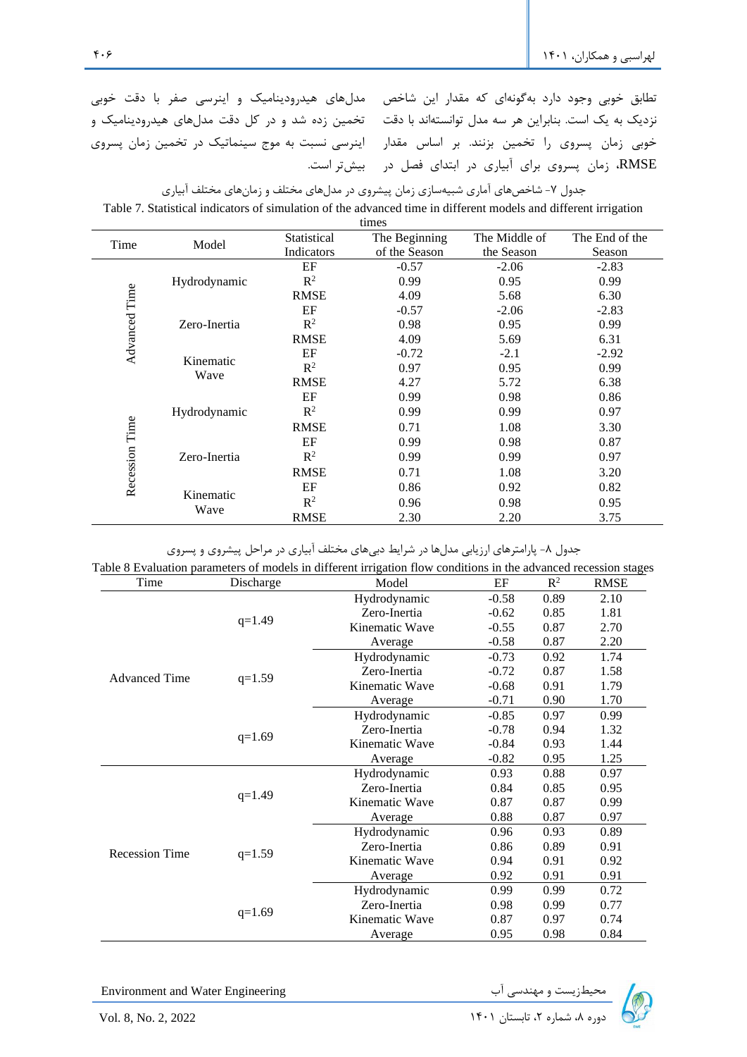تطابق خوبی وجود دارد به‌گونه‌ای که مقدار این شاخص نزدیک به یک است. بنابراین هر سه مدل توانسته‌اند با دقت خوبی زمان پسروی را تخمین بزنند. بر اساس مقدار RMSE، زمان پسروی برای آبیاری در ابتدای فصل در مدل‌های هیدرودینامیک و اینرسی صفر با دقت خوبی تخمین زده شد و در کل دقت مدل‌های هیدرودینامیک و اینرسی نسبت به موج سینماتیک در تخمین زمان پسروی بیش‌تر است.

جدول ۷- شاخص‌های آماری شبیه‌سازی زمان پیشروی در مدل‌های مختلف و زمان‌های مختلف آبیاری

Table 7. Statistical indicators of simulation of the advanced time in different models and different irrigation times

| Time | Model | Statistical Indicators | The Beginning of the Season | The Middle of the Season | The End of the Season |
|---|---|---|---|---|---|
| Advanced Time | Hydrodynamic | EF | -0.57 | -2.06 | -2.83 |
| | | $R^2$ | 0.99 | 0.95 | 0.99 |
| | | RMSE | 4.09 | 5.68 | 6.30 |
| | Zero-Inertia | EF | -0.57 | -2.06 | -2.83 |
| | | $R^2$ | 0.98 | 0.95 | 0.99 |
| | | RMSE | 4.09 | 5.69 | 6.31 |
| | Kinematic Wave | EF | -0.72 | -2.1 | -2.92 |
| | | $R^2$ | 0.97 | 0.95 | 0.99 |
| | | RMSE | 4.27 | 5.72 | 6.38 |
| Recession Time | Hydrodynamic | EF | 0.99 | 0.98 | 0.86 |
| | | $R^2$ | 0.99 | 0.99 | 0.97 |
| | | RMSE | 0.71 | 1.08 | 3.30 |
| | Zero-Inertia | EF | 0.99 | 0.98 | 0.87 |
| | | $R^2$ | 0.99 | 0.99 | 0.97 |
| | | RMSE | 0.71 | 1.08 | 3.20 |
| | Kinematic Wave | EF | 0.86 | 0.92 | 0.82 |
| | | $R^2$ | 0.96 | 0.98 | 0.95 |
| | | RMSE | 2.30 | 2.20 | 3.75 |

جدول ۸- پارامترهای ارزیابی مدل‌ها در شرایط دبی‌های مختلف آبیاری در مراحل پیشروی و پسروی

Table 8 Evaluation parameters of models in different irrigation flow conditions in the advanced recession stages

| Time | Discharge | Model | EF | $R^2$ | RMSE |
|---|---|---|---|---|---|
| Advanced Time | q=1.49 | Hydrodynamic | -0.58 | 0.89 | 2.10 |
| | | Zero-Inertia | -0.62 | 0.85 | 1.81 |
| | | Kinematic Wave | -0.55 | 0.87 | 2.70 |
| | | Average | -0.58 | 0.87 | 2.20 |
| | q=1.59 | Hydrodynamic | -0.73 | 0.92 | 1.74 |
| | | Zero-Inertia | -0.72 | 0.87 | 1.58 |
| | | Kinematic Wave | -0.68 | 0.91 | 1.79 |
| | | Average | -0.71 | 0.90 | 1.70 |
| | q=1.69 | Hydrodynamic | -0.85 | 0.97 | 0.99 |
| | | Zero-Inertia | -0.78 | 0.94 | 1.32 |
| | | Kinematic Wave | -0.84 | 0.93 | 1.44 |
| | | Average | -0.82 | 0.95 | 1.25 |
| Recession Time | q=1.49 | Hydrodynamic | 0.93 | 0.88 | 0.97 |
| | | Zero-Inertia | 0.84 | 0.85 | 0.95 |
| | | Kinematic Wave | 0.87 | 0.87 | 0.99 |
| | | Average | 0.88 | 0.87 | 0.97 |
| | q=1.59 | Hydrodynamic | 0.96 | 0.93 | 0.89 |
| | | Zero-Inertia | 0.86 | 0.89 | 0.91 |
| | | Kinematic Wave | 0.94 | 0.91 | 0.92 |
| | | Average | 0.92 | 0.91 | 0.91 |
| | q=1.69 | Hydrodynamic | 0.99 | 0.99 | 0.72 |
| | | Zero-Inertia | 0.98 | 0.99 | 0.77 |
| | | Kinematic Wave | 0.87 | 0.97 | 0.74 |
| | | Average | 0.95 | 0.98 | 0.84 |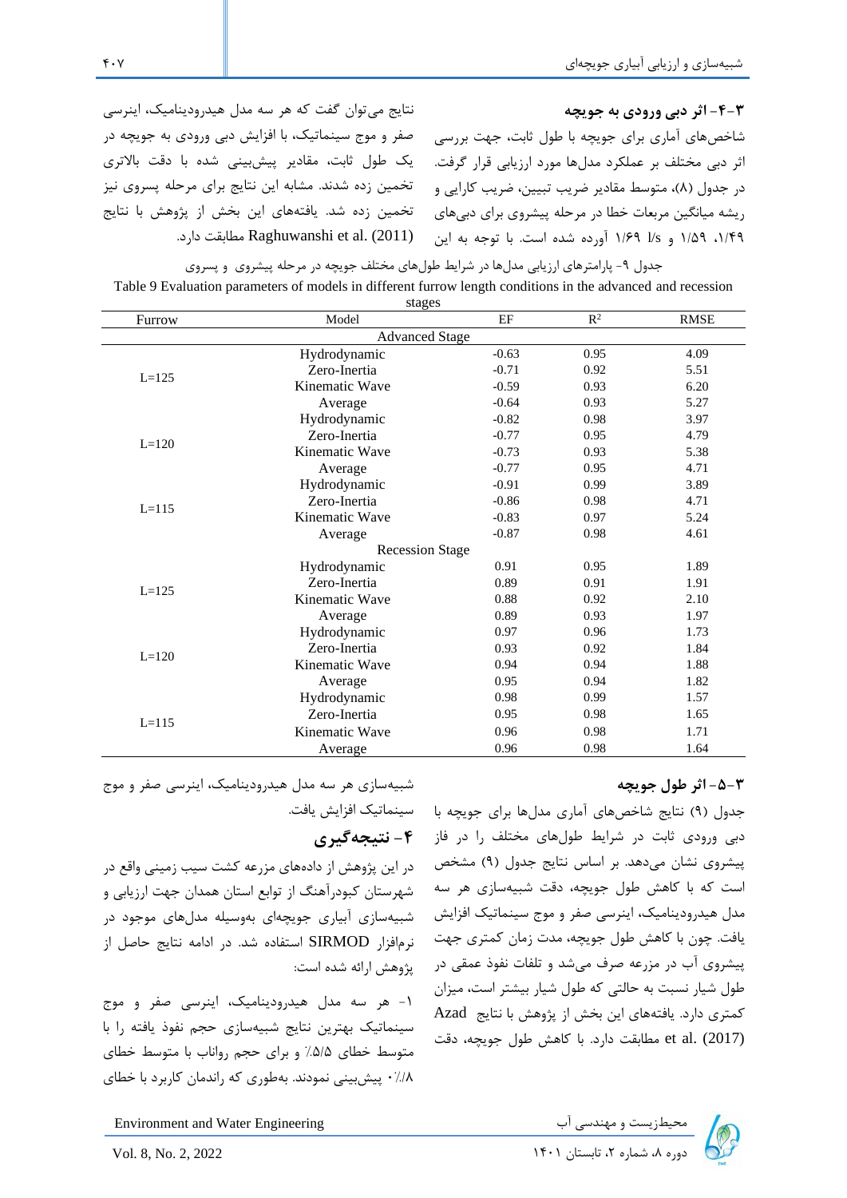### ۳-۴- اثر دبی ورودی به جویچه

شاخص‌های آماری برای جویچه با طول ثابت، جهت بررسی اثر دبی مختلف بر عملکرد مدل‌ها مورد ارزیابی قرار گرفت. در جدول (۸)، متوسط مقادیر ضریب تبیین، ضریب کارایی و ریشه میانگین مربعات خطا در مرحله پیشروی برای دبی‌های ۱/۴۹، ۱/۵۹ و l/s ۱/۶۹ آورده شده است. با توجه به این نتایج می‌توان گفت که هر سه مدل هیدرودینامیک، اینرسی صفر و موج سینماتیک، با افزایش دبی ورودی به جویچه در یک طول ثابت، مقادیر پیش‌بینی شده با دقت بالاتری تخمین زده شدند. مشابه این نتایج برای مرحله پسروی نیز تخمین زده شد. یافته‌های این بخش از پژوهش با نتایج Raghuwanshi et al. (2011) مطابقت دارد.

جدول ۹- پارامترهای ارزیابی مدل‌ها در شرایط طول‌های مختلف جویچه در مرحله پیشروی و پسروی

Table 9 Evaluation parameters of models in different furrow length conditions in the advanced and recession stages

| Furrow | Model | EF | $R^2$ | RMSE |
|---|---|---|---|---|
| | | Advanced Stage | | |
| L=125 | Hydrodynamic | -0.63 | 0.95 | 4.09 |
| | Zero-Inertia | -0.71 | 0.92 | 5.51 |
| | Kinematic Wave | -0.59 | 0.93 | 6.20 |
| | Average | -0.64 | 0.93 | 5.27 |
| L=120 | Hydrodynamic | -0.82 | 0.98 | 3.97 |
| | Zero-Inertia | -0.77 | 0.95 | 4.79 |
| | Kinematic Wave | -0.73 | 0.93 | 5.38 |
| | Average | -0.77 | 0.95 | 4.71 |
| L=115 | Hydrodynamic | -0.91 | 0.99 | 3.89 |
| | Zero-Inertia | -0.86 | 0.98 | 4.71 |
| | Kinematic Wave | -0.83 | 0.97 | 5.24 |
| | Average | -0.87 | 0.98 | 4.61 |
| | | Recession Stage | | |
| L=125 | Hydrodynamic | 0.91 | 0.95 | 1.89 |
| | Zero-Inertia | 0.89 | 0.91 | 1.91 |
| | Kinematic Wave | 0.88 | 0.92 | 2.10 |
| | Average | 0.89 | 0.93 | 1.97 |
| L=120 | Hydrodynamic | 0.97 | 0.96 | 1.73 |
| | Zero-Inertia | 0.93 | 0.92 | 1.84 |
| | Kinematic Wave | 0.94 | 0.94 | 1.88 |
| | Average | 0.95 | 0.94 | 1.82 |
| L=115 | Hydrodynamic | 0.98 | 0.99 | 1.57 |
| | Zero-Inertia | 0.95 | 0.98 | 1.65 |
| | Kinematic Wave | 0.96 | 0.98 | 1.71 |
| | Average | 0.96 | 0.98 | 1.64 |

### ۳-۵- اثر طول جویچه

جدول (۹) نتایج شاخص‌های آماری مدل‌ها برای جویچه با دبی ورودی ثابت در شرایط طول‌های مختلف را در فاز پیشروی نشان می‌دهد. بر اساس نتایج جدول (۹) مشخص است که با کاهش طول جویچه، دقت شبیه‌سازی هر سه مدل هیدرودینامیک، اینرسی صفر و موج سینماتیک افزایش یافت. چون با کاهش طول جویچه، مدت زمان کمتری جهت پیشروی آب در مزرعه صرف می‌شود و تلفات نفوذ عمقی در طول شیار نسبت به حالتی که طول شیار بیشتر است، میزان کمتری دارد. یافته‌های این بخش از پژوهش با نتایج Azad et al. (2017) مطابقت دارد. با کاهش طول جویچه، دقت شبیه‌سازی هر سه مدل هیدرودینامیک، اینرسی صفر و موج سینماتیک افزایش یافت.

## ۴- نتیجه‌گیری

در این پژوهش از داده‌های مزرعه کشت سیب زمینی واقع در شهرستان کبودرآهنگ از توابع استان همدان جهت ارزیابی و شبیه‌سازی آبیاری جویچه‌ای به‌وسیله مدل‌های موجود در نرم‌افزار SIRMOD استفاده شد. در ادامه نتایج حاصل از پژوهش ارائه شده است:

۱- هر سه مدل هیدرودینامیک، اینرسی صفر و موج سینماتیک بهترین نتایج شبیه‌سازی حجم نفوذ یافته را با متوسط خطای ۵/۵٪ و برای حجم رواناب با متوسط خطای ۰/۸٪ پیش‌بینی نمودند. به‌طوری که راندمان کاربرد با خطای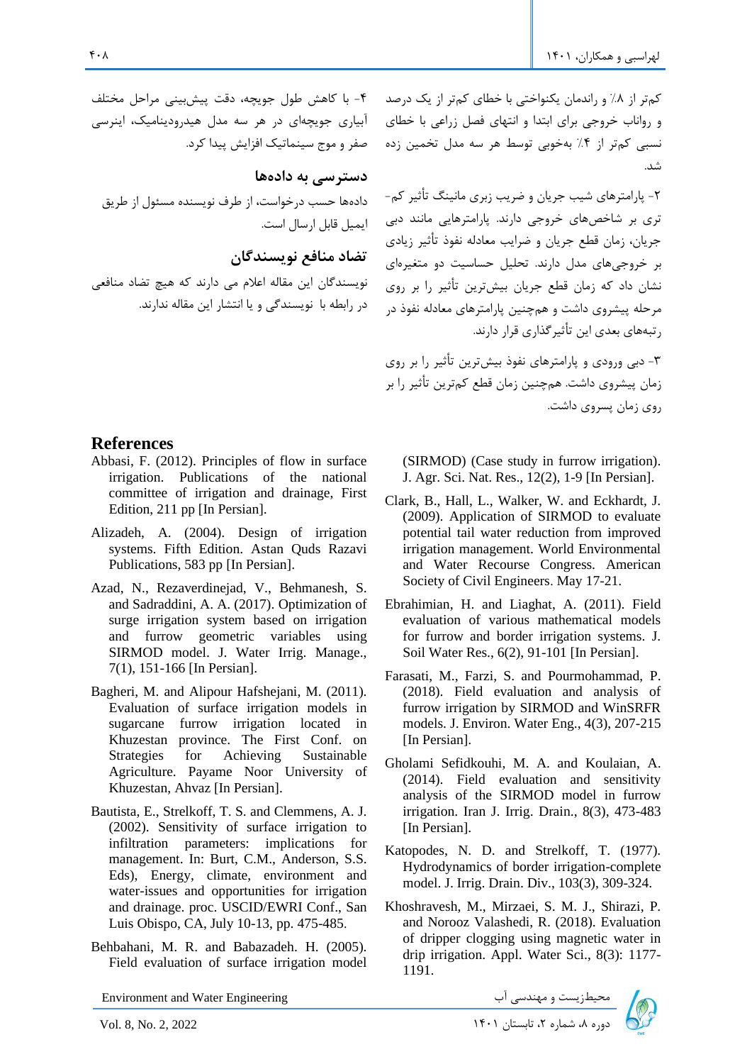کم‌تر از ۸٪ و راندمان یکنواختی با خطای کم‌تر از یک درصد و رواناب خروجی برای ابتدا و انتهای فصل زراعی با خطای نسبی کم‌تر از ۴٪ به‌خوبی توسط هر سه مدل تخمین زده شد.

۲- پارامترهای شیب جریان و ضریب زبری مانینگ تأثیر کم‌تری بر شاخص‌های خروجی دارند. پارامترهایی مانند دبی جریان، زمان قطع جریان و ضرایب معادله نفوذ تأثیر زیادی بر خروجی‌های مدل دارند. تحلیل حساسیت دو متغیره‌ای نشان داد که زمان قطع جریان بیش‌ترین تأثیر را بر روی مرحله پیشروی داشت و همچنین پارامترهای معادله نفوذ در رتبه‌های بعدی این تأثیرگذاری قرار دارند.

۳- دبی ورودی و پارامترهای نفوذ بیش‌ترین تأثیر را بر روی زمان پیشروی داشت. همچنین زمان قطع کم‌ترین تأثیر را بر روی زمان پسروی داشت.

۴- با کاهش طول جویچه، دقت پیش‌بینی مراحل مختلف آبیاری جویچه‌ای در هر سه مدل هیدرودینامیک، اینرسی صفر و موج سینماتیک افزایش پیدا کرد.

## دسترسی به داده‌ها

داده‌ها حسب درخواست، از طرف نویسنده مسئول از طریق ایمیل قابل ارسال است.

## تضاد منافع نویسندگان

نویسندگان این مقاله اعلام می دارند که هیچ تضاد منافعی در رابطه با نویسندگی و یا انتشار این مقاله ندارند.

## References

Abbasi, F. (2012). Principles of flow in surface irrigation. Publications of the national committee of irrigation and drainage, First Edition, 211 pp [In Persian].

Alizadeh, A. (2004). Design of irrigation systems. Fifth Edition. Astan Quds Razavi Publications, 583 pp [In Persian].

Azad, N., Rezaverdinejad, V., Behmanesh, S. and Sadraddini, A. A. (2017). Optimization of surge irrigation system based on irrigation and furrow geometric variables using SIRMOD model. J. Water Irrig. Manage., 7(1), 151-166 [In Persian].

Bagheri, M. and Alipour Hafshejani, M. (2011). Evaluation of surface irrigation models in sugarcane furrow irrigation located in Khuzestan province. The First Conf. on Strategies for Achieving Sustainable Agriculture. Payame Noor University of Khuzestan, Ahvaz [In Persian].

Bautista, E., Strelkoff, T. S. and Clemmens, A. J. (2002). Sensitivity of surface irrigation to infiltration parameters: implications for management. In: Burt, C.M., Anderson, S.S. Eds), Energy, climate, environment and water-issues and opportunities for irrigation and drainage. proc. USCID/EWRI Conf., San Luis Obispo, CA, July 10-13, pp. 475-485.

Behbahani, M. R. and Babazadeh. H. (2005). Field evaluation of surface irrigation model (SIRMOD) (Case study in furrow irrigation). J. Agr. Sci. Nat. Res., 12(2), 1-9 [In Persian].

Clark, B., Hall, L., Walker, W. and Eckhardt, J. (2009). Application of SIRMOD to evaluate potential tail water reduction from improved irrigation management. World Environmental and Water Recourse Congress. American Society of Civil Engineers. May 17-21.

Ebrahimian, H. and Liaghat, A. (2011). Field evaluation of various mathematical models for furrow and border irrigation systems. J. Soil Water Res., 6(2), 91-101 [In Persian].

Farasati, M., Farzi, S. and Pourmohammad, P. (2018). Field evaluation and analysis of furrow irrigation by SIRMOD and WinSRFR models. J. Environ. Water Eng., 4(3), 207-215 [In Persian].

Gholami Sefidkouhi, M. A. and Koulaian, A. (2014). Field evaluation and sensitivity analysis of the SIRMOD model in furrow irrigation. Iran J. Irrig. Drain., 8(3), 473-483 [In Persian].

Katopodes, N. D. and Strelkoff, T. (1977). Hydrodynamics of border irrigation-complete model. J. Irrig. Drain. Div., 103(3), 309-324.

Khoshravesh, M., Mirzaei, S. M. J., Shirazi, P. and Norooz Valashedi, R. (2018). Evaluation of dripper clogging using magnetic water in drip irrigation. Appl. Water Sci., 8(3): 1177-1191.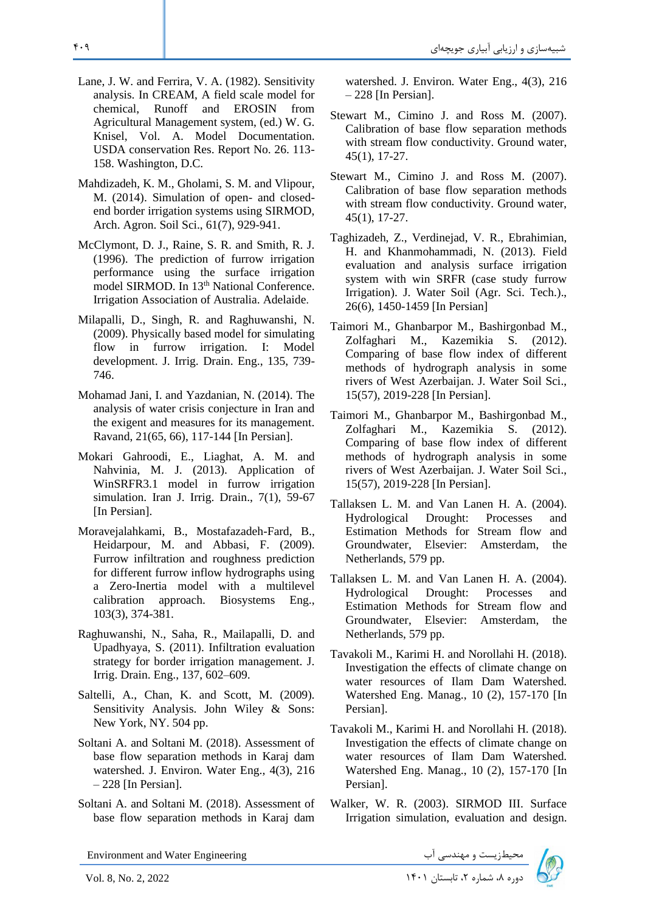Lane, J. W. and Ferrira, V. A. (1982). Sensitivity analysis. In CREAM, A field scale model for chemical, Runoff and EROSIN from Agricultural Management system, (ed.) W. G. Knisel, Vol. A. Model Documentation. USDA conservation Res. Report No. 26. 113-158. Washington, D.C.

Mahdizadeh, K. M., Gholami, S. M. and Vlipour, M. (2014). Simulation of open- and closed-end border irrigation systems using SIRMOD, Arch. Agron. Soil Sci., 61(7), 929-941.

McClymont, D. J., Raine, S. R. and Smith, R. J. (1996). The prediction of furrow irrigation performance using the surface irrigation model SIRMOD. In 13th National Conference. Irrigation Association of Australia. Adelaide.

Milapalli, D., Singh, R. and Raghuwanshi, N. (2009). Physically based model for simulating flow in furrow irrigation. I: Model development. J. Irrig. Drain. Eng., 135, 739-746.

Mohamad Jani, I. and Yazdanian, N. (2014). The analysis of water crisis conjecture in Iran and the exigent and measures for its management. Ravand, 21(65, 66), 117-144 [In Persian].

Mokari Gahroodi, E., Liaghat, A. M. and Nahvinia, M. J. (2013). Application of WinSRFR3.1 model in furrow irrigation simulation. Iran J. Irrig. Drain., 7(1), 59-67 [In Persian].

Moravejalahkami, B., Mostafazadeh-Fard, B., Heidarpour, M. and Abbasi, F. (2009). Furrow infiltration and roughness prediction for different furrow inflow hydrographs using a Zero-Inertia model with a multilevel calibration approach. Biosystems Eng., 103(3), 374-381.

Raghuwanshi, N., Saha, R., Mailapalli, D. and Upadhyaya, S. (2011). Infiltration evaluation strategy for border irrigation management. J. Irrig. Drain. Eng., 137, 602–609.

Saltelli, A., Chan, K. and Scott, M. (2009). Sensitivity Analysis. John Wiley & Sons: New York, NY. 504 pp.

Soltani A. and Soltani M. (2018). Assessment of base flow separation methods in Karaj dam watershed. J. Environ. Water Eng., 4(3), 216 – 228 [In Persian].

Soltani A. and Soltani M. (2018). Assessment of base flow separation methods in Karaj dam watershed. J. Environ. Water Eng., 4(3), 216 – 228 [In Persian].

Stewart M., Cimino J. and Ross M. (2007). Calibration of base flow separation methods with stream flow conductivity. Ground water, 45(1), 17-27.

Stewart M., Cimino J. and Ross M. (2007). Calibration of base flow separation methods with stream flow conductivity. Ground water, 45(1), 17-27.

Taghizadeh, Z., Verdinejad, V. R., Ebrahimian, H. and Khanmohammadi, N. (2013). Field evaluation and analysis surface irrigation system with win SRFR (case study furrow Irrigation). J. Water Soil (Agr. Sci. Tech.)., 26(6), 1450-1459 [In Persian]

Taimori M., Ghanbarpor M., Bashirgonbad M., Zolfaghari M., Kazemikia S. (2012). Comparing of base flow index of different methods of hydrograph analysis in some rivers of West Azerbaijan. J. Water Soil Sci., 15(57), 2019-228 [In Persian].

Taimori M., Ghanbarpor M., Bashirgonbad M., Zolfaghari M., Kazemikia S. (2012). Comparing of base flow index of different methods of hydrograph analysis in some rivers of West Azerbaijan. J. Water Soil Sci., 15(57), 2019-228 [In Persian].

Tallaksen L. M. and Van Lanen H. A. (2004). Hydrological Drought: Processes and Estimation Methods for Stream flow and Groundwater, Elsevier: Amsterdam, the Netherlands, 579 pp.

Tallaksen L. M. and Van Lanen H. A. (2004). Hydrological Drought: Processes and Estimation Methods for Stream flow and Groundwater, Elsevier: Amsterdam, the Netherlands, 579 pp.

Tavakoli M., Karimi H. and Norollahi H. (2018). Investigation the effects of climate change on water resources of Ilam Dam Watershed. Watershed Eng. Manag., 10 (2), 157-170 [In Persian].

Tavakoli M., Karimi H. and Norollahi H. (2018). Investigation the effects of climate change on water resources of Ilam Dam Watershed. Watershed Eng. Manag., 10 (2), 157-170 [In Persian].

Walker, W. R. (2003). SIRMOD III. Surface Irrigation simulation, evaluation and design.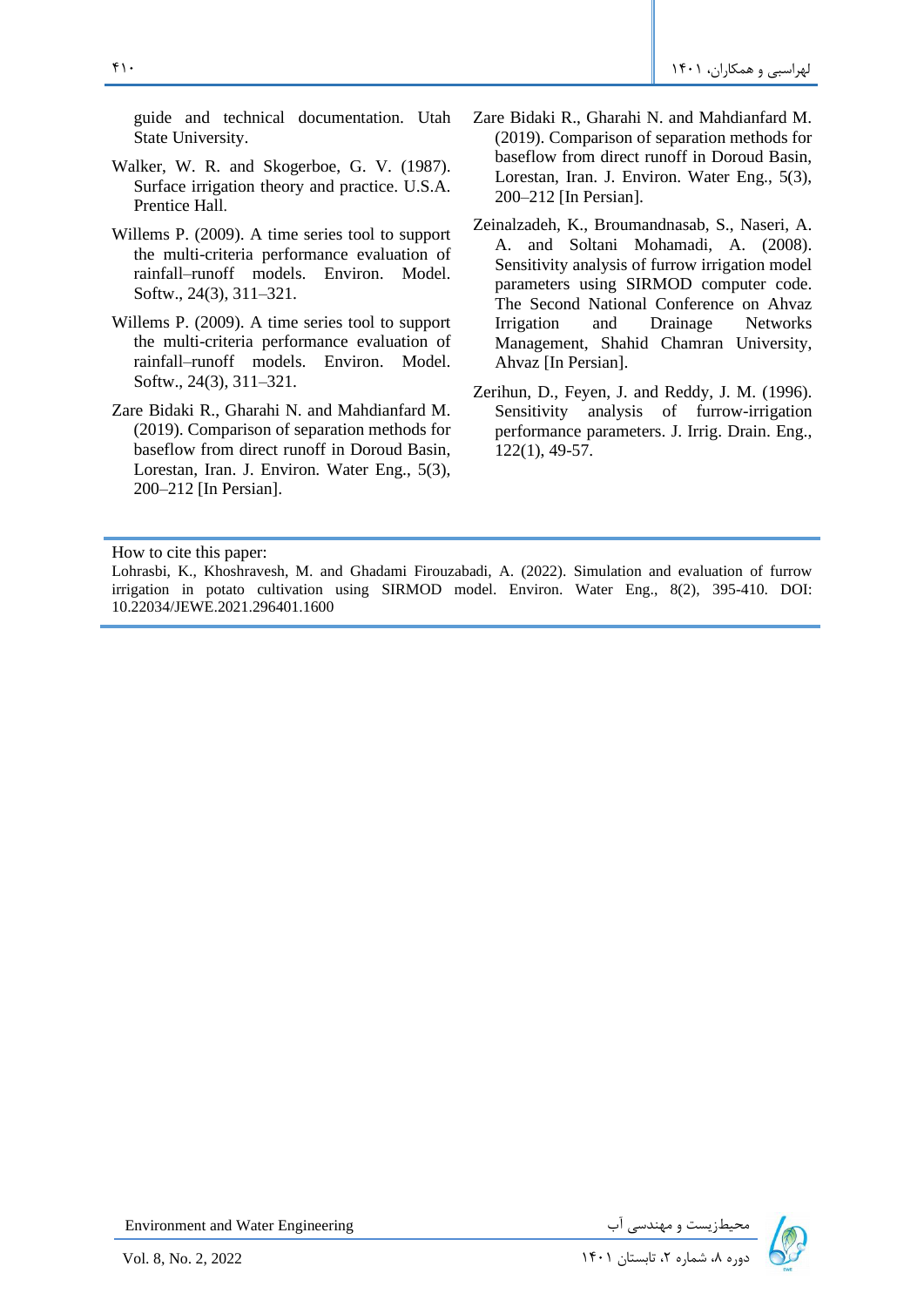guide and technical documentation. Utah State University.

Walker, W. R. and Skogerboe, G. V. (1987). Surface irrigation theory and practice. U.S.A. Prentice Hall.

Willems P. (2009). A time series tool to support the multi-criteria performance evaluation of rainfall–runoff models. Environ. Model. Softw., 24(3), 311–321.

Willems P. (2009). A time series tool to support the multi-criteria performance evaluation of rainfall–runoff models. Environ. Model. Softw., 24(3), 311–321.

Zare Bidaki R., Gharahi N. and Mahdianfard M. (2019). Comparison of separation methods for baseflow from direct runoff in Doroud Basin, Lorestan, Iran. J. Environ. Water Eng., 5(3), 200–212 [In Persian].

Zare Bidaki R., Gharahi N. and Mahdianfard M. (2019). Comparison of separation methods for baseflow from direct runoff in Doroud Basin, Lorestan, Iran. J. Environ. Water Eng., 5(3), 200–212 [In Persian].

Zeinalzadeh, K., Broumandnasab, S., Naseri, A. A. and Soltani Mohamadi, A. (2008). Sensitivity analysis of furrow irrigation model parameters using SIRMOD computer code. The Second National Conference on Ahvaz Irrigation and Drainage Networks Management, Shahid Chamran University, Ahvaz [In Persian].

Zerihun, D., Feyen, J. and Reddy, J. M. (1996). Sensitivity analysis of furrow-irrigation performance parameters. J. Irrig. Drain. Eng., 122(1), 49-57.

How to cite this paper:

Lohrasbi, K., Khoshravesh, M. and Ghadami Firouzabadi, A. (2022). Simulation and evaluation of furrow irrigation in potato cultivation using SIRMOD model. Environ. Water Eng., 8(2), 395-410. DOI: 10.22034/JEWE.2021.296401.1600